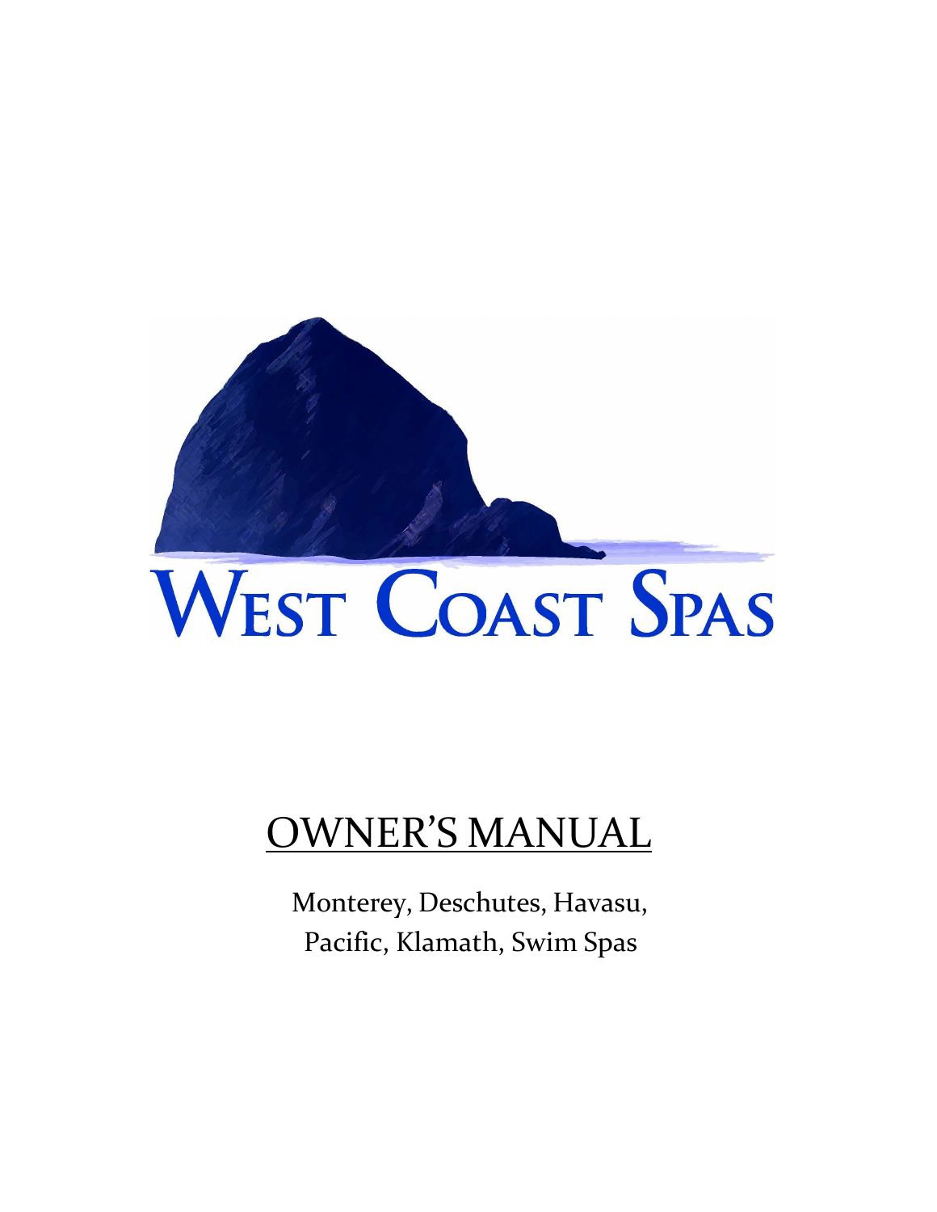# WEST COAST SPAS

## OWNER'S MANUAL

Monterey, Deschutes, Havasu,
Pacific, Klamath, Swim Spas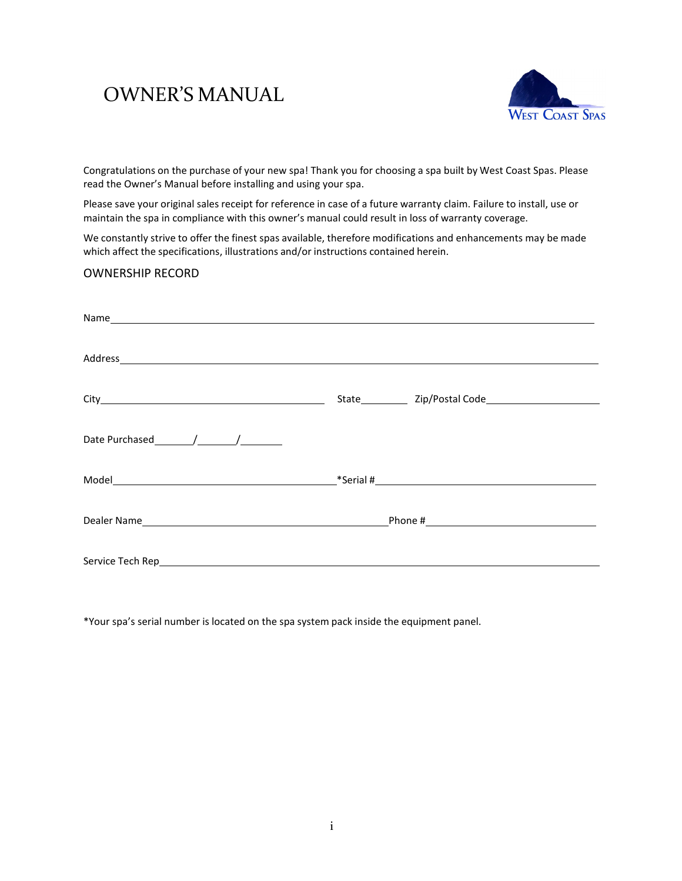# OWNER'S MANUAL

WEST COAST SPAS

Congratulations on the purchase of your new spa! Thank you for choosing a spa built by West Coast Spas. Please read the Owner's Manual before installing and using your spa.

Please save your original sales receipt for reference in case of a future warranty claim. Failure to install, use or maintain the spa in compliance with this owner's manual could result in loss of warranty coverage.

We constantly strive to offer the finest spas available, therefore modifications and enhancements may be made which affect the specifications, illustrations and/or instructions contained herein.

## OWNERSHIP RECORD

Name_______________________________________________________________

Address_____________________________________________________________

City_______________________________ State________ Zip/Postal Code__________________

Date Purchased_______/_______/_______

Model_______________________________ *Serial #______________________________

Dealer Name__________________________________ Phone #________________________

Service Tech Rep_______________________________________________________

*Your spa's serial number is located on the spa system pack inside the equipment panel.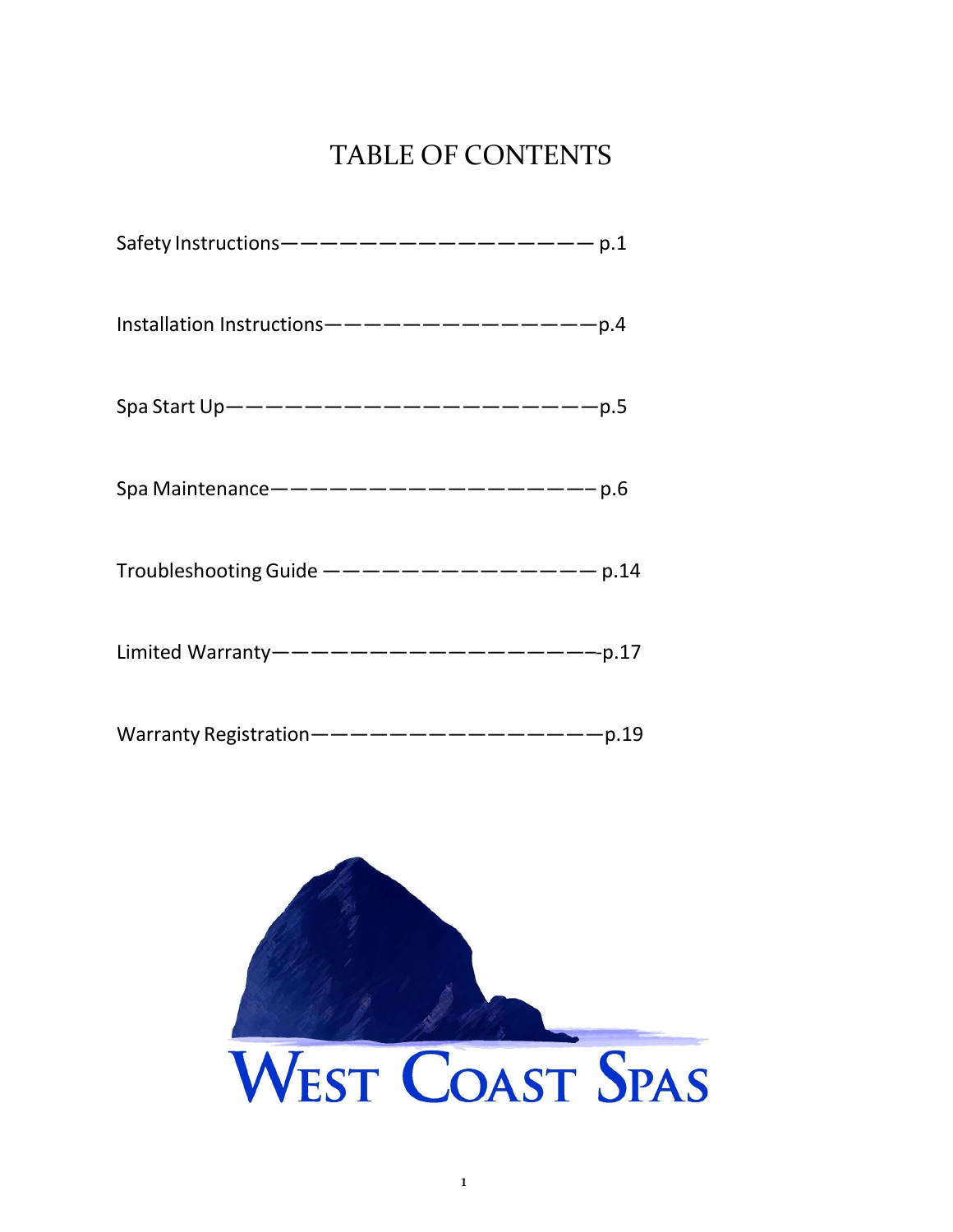# TABLE OF CONTENTS

Safety Instructions———————————————— p.1

Installation Instructions———————————————p.4

Spa Start Up————————————————————p.5

Spa Maintenance——————————————————p.6

Troubleshooting Guide ——————————————— p.14

Limited Warranty——————————————————p.17

Warranty Registration———————————————p.19

WEST COAST SPAS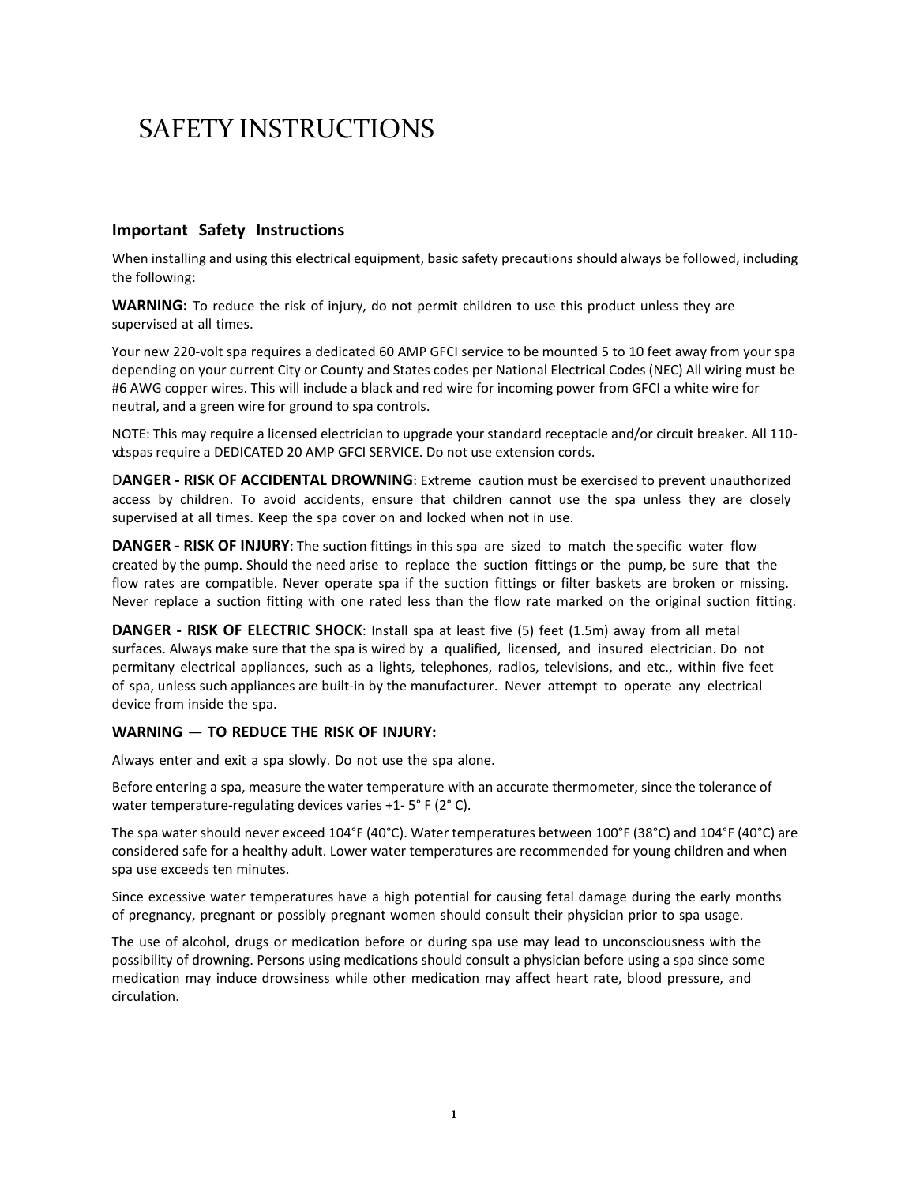# SAFETY INSTRUCTIONS

## Important Safety Instructions

When installing and using this electrical equipment, basic safety precautions should always be followed, including the following:

**WARNING:** To reduce the risk of injury, do not permit children to use this product unless they are supervised at all times.

Your new 220-volt spa requires a dedicated 60 AMP GFCI service to be mounted 5 to 10 feet away from your spa depending on your current City or County and States codes per National Electrical Codes (NEC) All wiring must be #6 AWG copper wires. This will include a black and red wire for incoming power from GFCI a white wire for neutral, and a green wire for ground to spa controls.

NOTE: This may require a licensed electrician to upgrade your standard receptacle and/or circuit breaker. All 110-vdt spas require a DEDICATED 20 AMP GFCI SERVICE. Do not use extension cords.

**DANGER - RISK OF ACCIDENTAL DROWNING**: Extreme caution must be exercised to prevent unauthorized access by children. To avoid accidents, ensure that children cannot use the spa unless they are closely supervised at all times. Keep the spa cover on and locked when not in use.

**DANGER - RISK OF INJURY**: The suction fittings in this spa are sized to match the specific water flow created by the pump. Should the need arise to replace the suction fittings or the pump, be sure that the flow rates are compatible. Never operate spa if the suction fittings or filter baskets are broken or missing. Never replace a suction fitting with one rated less than the flow rate marked on the original suction fitting.

**DANGER - RISK OF ELECTRIC SHOCK**: Install spa at least five (5) feet (1.5m) away from all metal surfaces. Always make sure that the spa is wired by a qualified, licensed, and insured electrician. Do not permitany electrical appliances, such as a lights, telephones, radios, televisions, and etc., within five feet of spa, unless such appliances are built-in by the manufacturer. Never attempt to operate any electrical device from inside the spa.

**WARNING — TO REDUCE THE RISK OF INJURY:**

Always enter and exit a spa slowly. Do not use the spa alone.

Before entering a spa, measure the water temperature with an accurate thermometer, since the tolerance of water temperature-regulating devices varies +1- 5° F (2° C).

The spa water should never exceed 104°F (40°C). Water temperatures between 100°F (38°C) and 104°F (40°C) are considered safe for a healthy adult. Lower water temperatures are recommended for young children and when spa use exceeds ten minutes.

Since excessive water temperatures have a high potential for causing fetal damage during the early months of pregnancy, pregnant or possibly pregnant women should consult their physician prior to spa usage.

The use of alcohol, drugs or medication before or during spa use may lead to unconsciousness with the possibility of drowning. Persons using medications should consult a physician before using a spa since some medication may induce drowsiness while other medication may affect heart rate, blood pressure, and circulation.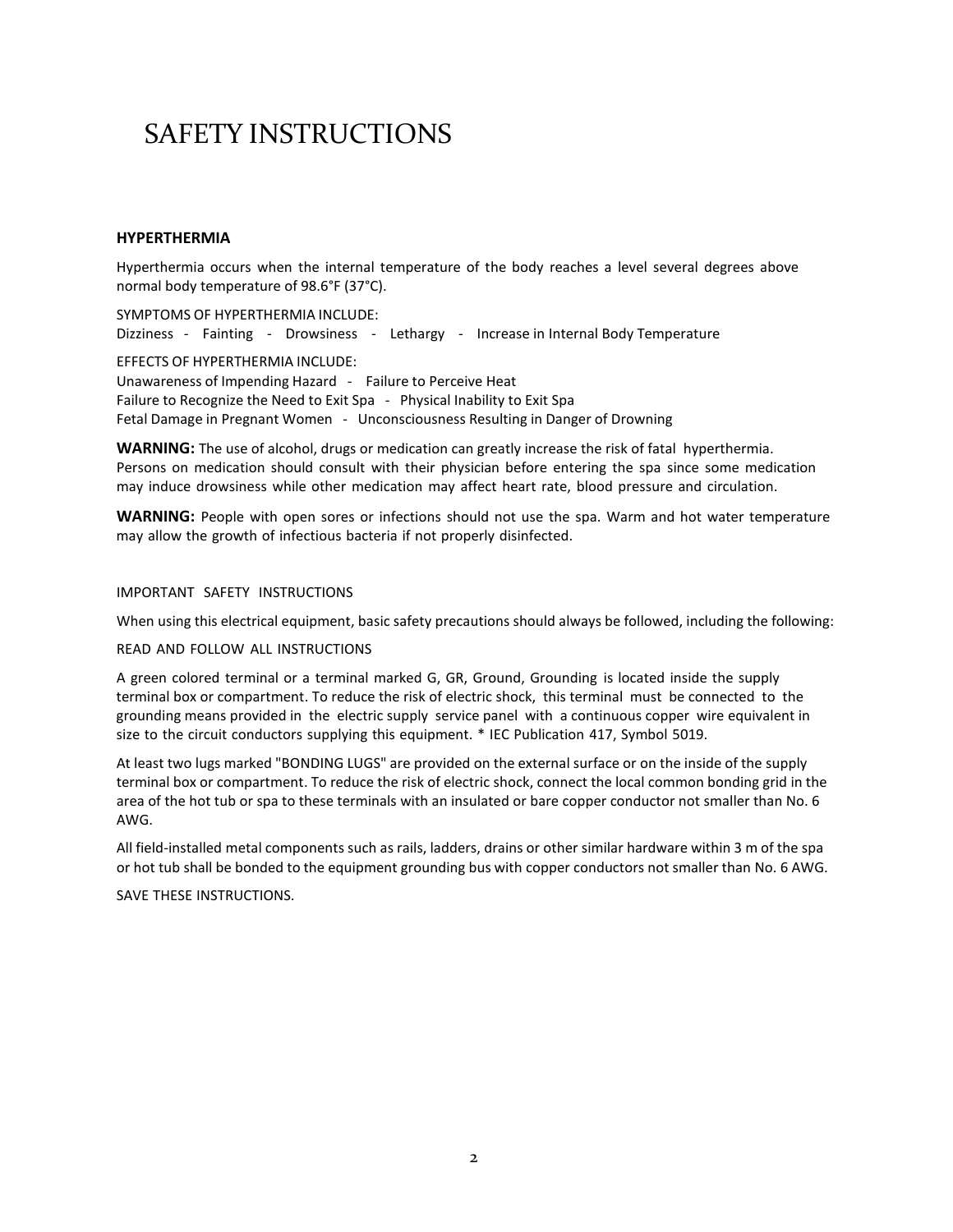# SAFETY INSTRUCTIONS

### HYPERTHERMIA

Hyperthermia occurs when the internal temperature of the body reaches a level several degrees above normal body temperature of 98.6°F (37°C).

SYMPTOMS OF HYPERTHERMIA INCLUDE:
Dizziness - Fainting - Drowsiness - Lethargy - Increase in Internal Body Temperature

EFFECTS OF HYPERTHERMIA INCLUDE:
Unawareness of Impending Hazard - Failure to Perceive Heat
Failure to Recognize the Need to Exit Spa - Physical Inability to Exit Spa
Fetal Damage in Pregnant Women - Unconsciousness Resulting in Danger of Drowning

**WARNING:** The use of alcohol, drugs or medication can greatly increase the risk of fatal hyperthermia. Persons on medication should consult with their physician before entering the spa since some medication may induce drowsiness while other medication may affect heart rate, blood pressure and circulation.

**WARNING:** People with open sores or infections should not use the spa. Warm and hot water temperature may allow the growth of infectious bacteria if not properly disinfected.

IMPORTANT SAFETY INSTRUCTIONS

When using this electrical equipment, basic safety precautions should always be followed, including the following:

READ AND FOLLOW ALL INSTRUCTIONS

A green colored terminal or a terminal marked G, GR, Ground, Grounding is located inside the supply terminal box or compartment. To reduce the risk of electric shock, this terminal must be connected to the grounding means provided in the electric supply service panel with a continuous copper wire equivalent in size to the circuit conductors supplying this equipment. * IEC Publication 417, Symbol 5019.

At least two lugs marked "BONDING LUGS" are provided on the external surface or on the inside of the supply terminal box or compartment. To reduce the risk of electric shock, connect the local common bonding grid in the area of the hot tub or spa to these terminals with an insulated or bare copper conductor not smaller than No. 6 AWG.

All field-installed metal components such as rails, ladders, drains or other similar hardware within 3 m of the spa or hot tub shall be bonded to the equipment grounding bus with copper conductors not smaller than No. 6 AWG.

SAVE THESE INSTRUCTIONS.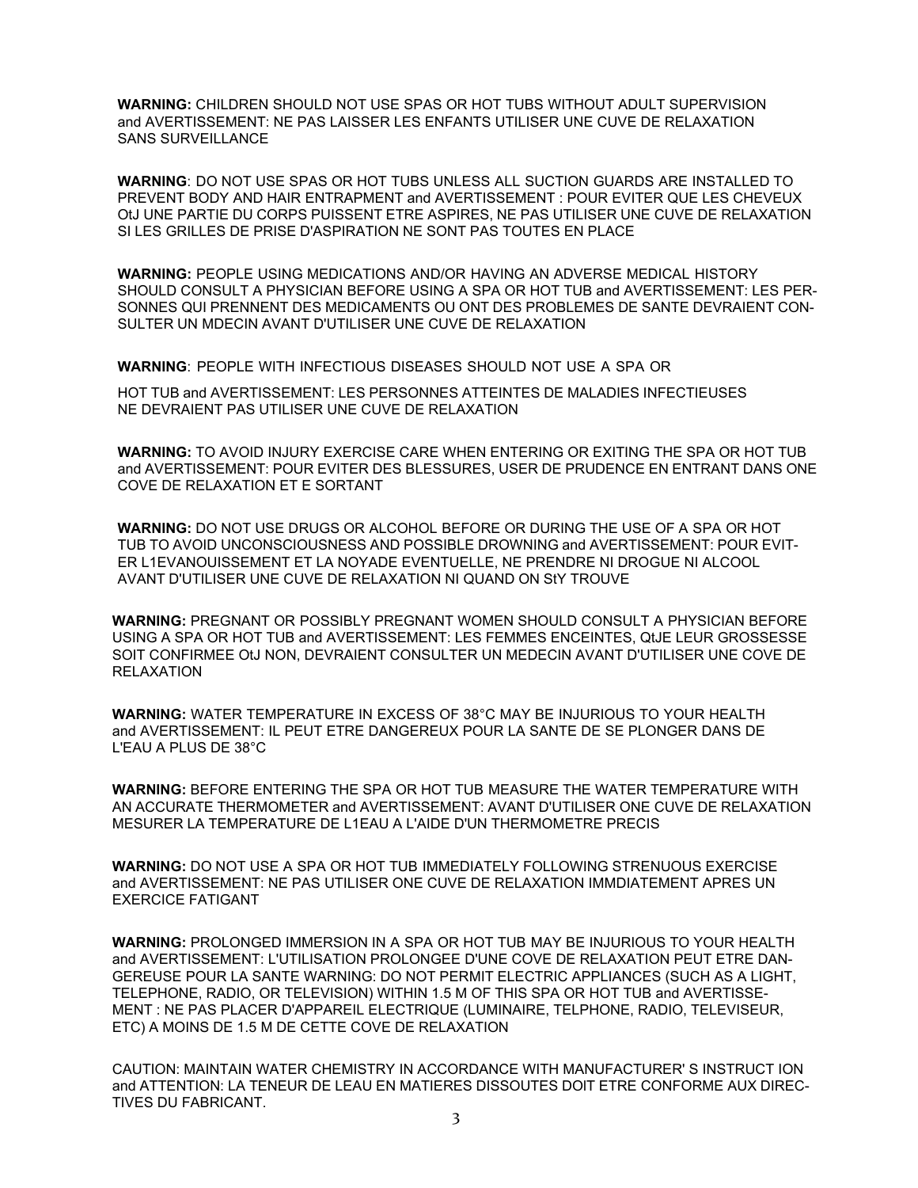**WARNING:** CHILDREN SHOULD NOT USE SPAS OR HOT TUBS WITHOUT ADULT SUPERVISION and AVERTISSEMENT: NE PAS LAISSER LES ENFANTS UTILISER UNE CUVE DE RELAXATION SANS SURVEILLANCE

**WARNING**: DO NOT USE SPAS OR HOT TUBS UNLESS ALL SUCTION GUARDS ARE INSTALLED TO PREVENT BODY AND HAIR ENTRAPMENT and AVERTISSEMENT : POUR EVITER QUE LES CHEVEUX OtJ UNE PARTIE DU CORPS PUISSENT ETRE ASPIRES, NE PAS UTILISER UNE CUVE DE RELAXATION SI LES GRILLES DE PRISE D'ASPIRATION NE SONT PAS TOUTES EN PLACE

**WARNING:** PEOPLE USING MEDICATIONS AND/OR HAVING AN ADVERSE MEDICAL HISTORY SHOULD CONSULT A PHYSICIAN BEFORE USING A SPA OR HOT TUB and AVERTISSEMENT: LES PERSONNES QUI PRENNENT DES MEDICAMENTS OU ONT DES PROBLEMES DE SANTE DEVRAIENT CONSULTER UN MDECIN AVANT D'UTILISER UNE CUVE DE RELAXATION

**WARNING**: PEOPLE WITH INFECTIOUS DISEASES SHOULD NOT USE A SPA OR

HOT TUB and AVERTISSEMENT: LES PERSONNES ATTEINTES DE MALADIES INFECTIEUSES NE DEVRAIENT PAS UTILISER UNE CUVE DE RELAXATION

**WARNING:** TO AVOID INJURY EXERCISE CARE WHEN ENTERING OR EXITING THE SPA OR HOT TUB and AVERTISSEMENT: POUR EVITER DES BLESSURES, USER DE PRUDENCE EN ENTRANT DANS ONE COVE DE RELAXATION ET E SORTANT

**WARNING:** DO NOT USE DRUGS OR ALCOHOL BEFORE OR DURING THE USE OF A SPA OR HOT TUB TO AVOID UNCONSCIOUSNESS AND POSSIBLE DROWNING and AVERTISSEMENT: POUR EVITER L1EVANOUISSEMENT ET LA NOYADE EVENTUELLE, NE PRENDRE NI DROGUE NI ALCOOL AVANT D'UTILISER UNE CUVE DE RELAXATION NI QUAND ON StY TROUVE

**WARNING:** PREGNANT OR POSSIBLY PREGNANT WOMEN SHOULD CONSULT A PHYSICIAN BEFORE USING A SPA OR HOT TUB and AVERTISSEMENT: LES FEMMES ENCEINTES, QtJE LEUR GROSSESSE SOIT CONFIRMEE OtJ NON, DEVRAIENT CONSULTER UN MEDECIN AVANT D'UTILISER UNE COVE DE RELAXATION

**WARNING:** WATER TEMPERATURE IN EXCESS OF 38°C MAY BE INJURIOUS TO YOUR HEALTH and AVERTISSEMENT: IL PEUT ETRE DANGEREUX POUR LA SANTE DE SE PLONGER DANS DE L'EAU A PLUS DE 38°C

**WARNING:** BEFORE ENTERING THE SPA OR HOT TUB MEASURE THE WATER TEMPERATURE WITH AN ACCURATE THERMOMETER and AVERTISSEMENT: AVANT D'UTILISER ONE CUVE DE RELAXATION MESURER LA TEMPERATURE DE L1EAU A L'AIDE D'UN THERMOMETRE PRECIS

**WARNING:** DO NOT USE A SPA OR HOT TUB IMMEDIATELY FOLLOWING STRENUOUS EXERCISE and AVERTISSEMENT: NE PAS UTILISER ONE CUVE DE RELAXATION IMMDIATEMENT APRES UN EXERCICE FATIGANT

**WARNING:** PROLONGED IMMERSION IN A SPA OR HOT TUB MAY BE INJURIOUS TO YOUR HEALTH and AVERTISSEMENT: L'UTILISATION PROLONGEE D'UNE COVE DE RELAXATION PEUT ETRE DANGEREUSE POUR LA SANTE WARNING: DO NOT PERMIT ELECTRIC APPLIANCES (SUCH AS A LIGHT, TELEPHONE, RADIO, OR TELEVISION) WITHIN 1.5 M OF THIS SPA OR HOT TUB and AVERTISSEMENT : NE PAS PLACER D'APPAREIL ELECTRIQUE (LUMINAIRE, TELPHONE, RADIO, TELEVISEUR, ETC) A MOINS DE 1.5 M DE CETTE COVE DE RELAXATION

CAUTION: MAINTAIN WATER CHEMISTRY IN ACCORDANCE WITH MANUFACTURER' S INSTRUCT ION and ATTENTION: LA TENEUR DE LEAU EN MATIERES DISSOUTES DOIT ETRE CONFORME AUX DIRECTIVES DU FABRICANT.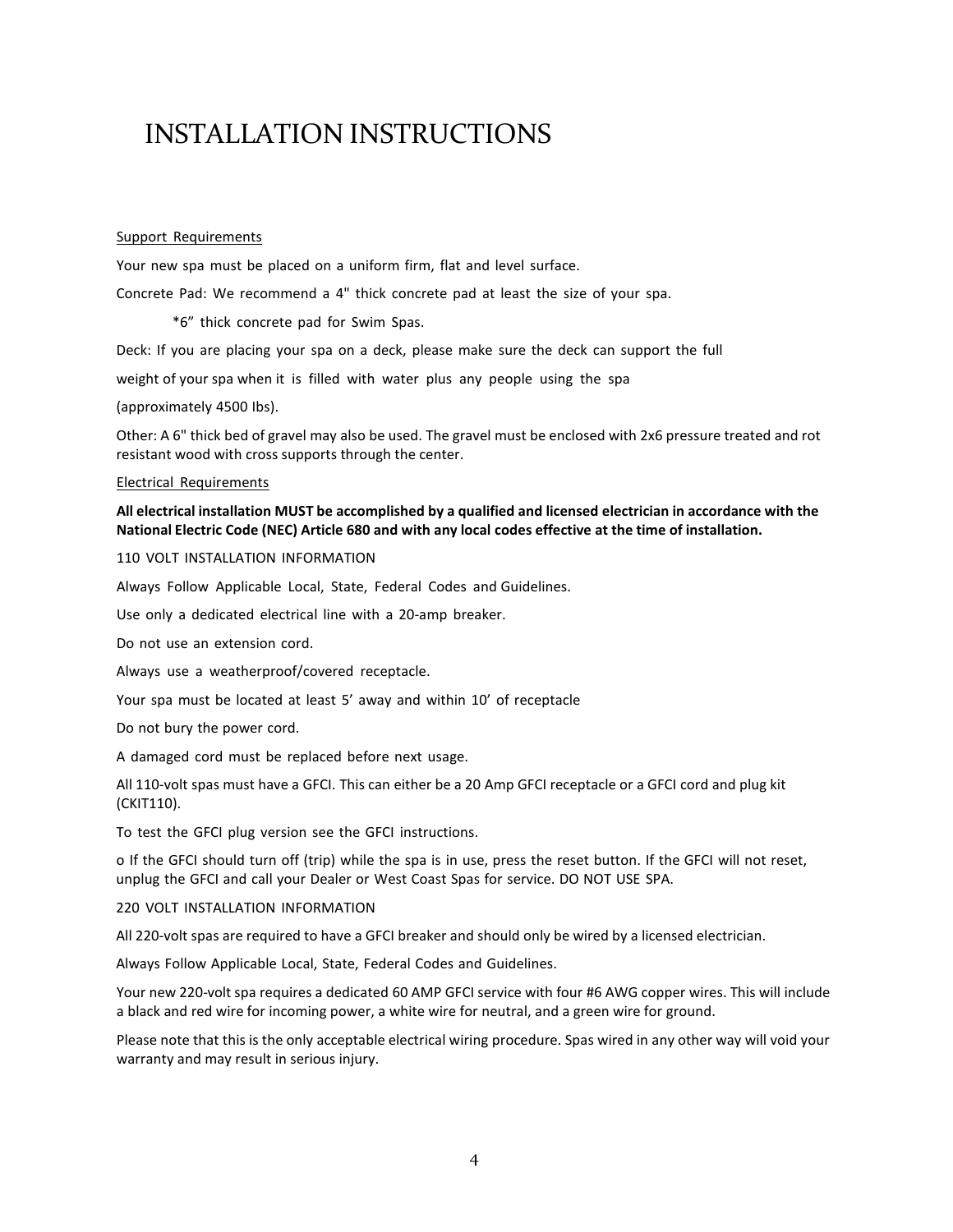# INSTALLATION INSTRUCTIONS

Support Requirements

Your new spa must be placed on a uniform firm, flat and level surface.

Concrete Pad: We recommend a 4" thick concrete pad at least the size of your spa.

*6" thick concrete pad for Swim Spas.

Deck: If you are placing your spa on a deck, please make sure the deck can support the full weight of your spa when it is filled with water plus any people using the spa (approximately 4500 Ibs).

Other: A 6" thick bed of gravel may also be used. The gravel must be enclosed with 2x6 pressure treated and rot resistant wood with cross supports through the center.

Electrical Requirements

**All electrical installation MUST be accomplished by a qualified and licensed electrician in accordance with the National Electric Code (NEC) Article 680 and with any local codes effective at the time of installation.**

110 VOLT INSTALLATION INFORMATION

Always Follow Applicable Local, State, Federal Codes and Guidelines.

Use only a dedicated electrical line with a 20-amp breaker.

Do not use an extension cord.

Always use a weatherproof/covered receptacle.

Your spa must be located at least 5' away and within 10' of receptacle

Do not bury the power cord.

A damaged cord must be replaced before next usage.

All 110-volt spas must have a GFCI. This can either be a 20 Amp GFCI receptacle or a GFCI cord and plug kit (CKIT110).

To test the GFCI plug version see the GFCI instructions.

o If the GFCI should turn off (trip) while the spa is in use, press the reset button. If the GFCI will not reset, unplug the GFCI and call your Dealer or West Coast Spas for service. DO NOT USE SPA.

220 VOLT INSTALLATION INFORMATION

All 220-volt spas are required to have a GFCI breaker and should only be wired by a licensed electrician.

Always Follow Applicable Local, State, Federal Codes and Guidelines.

Your new 220-volt spa requires a dedicated 60 AMP GFCI service with four #6 AWG copper wires. This will include a black and red wire for incoming power, a white wire for neutral, and a green wire for ground.

Please note that this is the only acceptable electrical wiring procedure. Spas wired in any other way will void your warranty and may result in serious injury.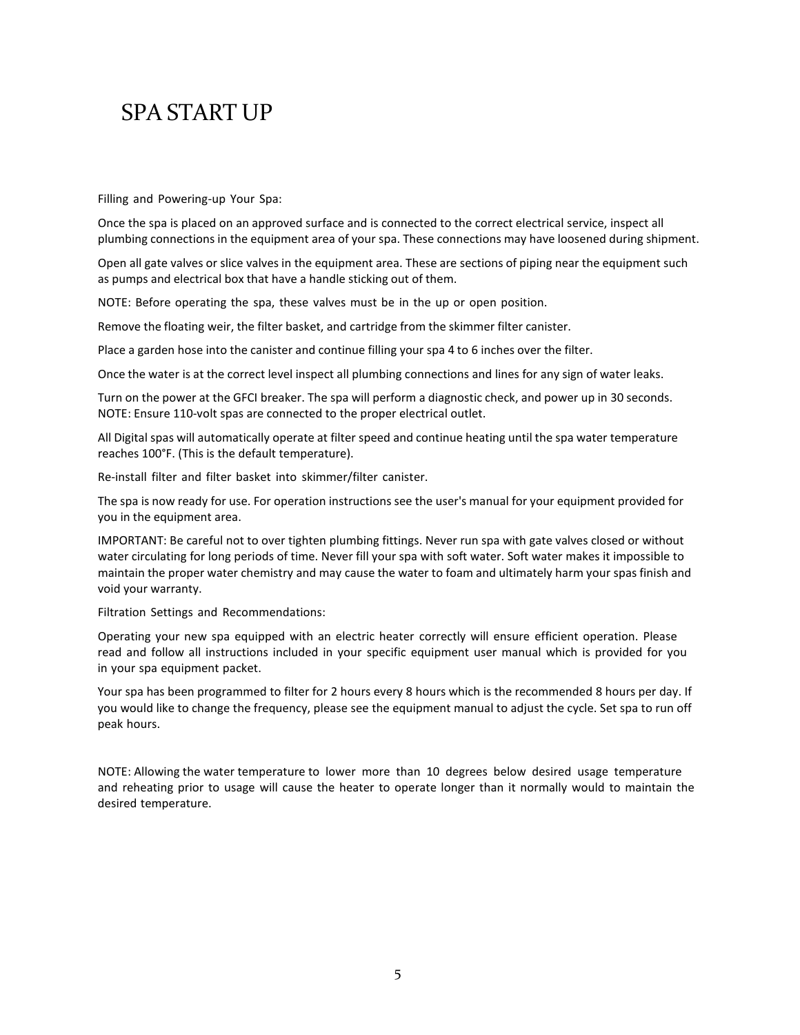# SPA START UP

Filling and Powering-up Your Spa:

Once the spa is placed on an approved surface and is connected to the correct electrical service, inspect all plumbing connections in the equipment area of your spa. These connections may have loosened during shipment.

Open all gate valves or slice valves in the equipment area. These are sections of piping near the equipment such as pumps and electrical box that have a handle sticking out of them.

NOTE: Before operating the spa, these valves must be in the up or open position.

Remove the floating weir, the filter basket, and cartridge from the skimmer filter canister.

Place a garden hose into the canister and continue filling your spa 4 to 6 inches over the filter.

Once the water is at the correct level inspect all plumbing connections and lines for any sign of water leaks.

Turn on the power at the GFCI breaker. The spa will perform a diagnostic check, and power up in 30 seconds. NOTE: Ensure 110-volt spas are connected to the proper electrical outlet.

All Digital spas will automatically operate at filter speed and continue heating until the spa water temperature reaches 100°F. (This is the default temperature).

Re-install filter and filter basket into skimmer/filter canister.

The spa is now ready for use. For operation instructions see the user's manual for your equipment provided for you in the equipment area.

IMPORTANT: Be careful not to over tighten plumbing fittings. Never run spa with gate valves closed or without water circulating for long periods of time. Never fill your spa with soft water. Soft water makes it impossible to maintain the proper water chemistry and may cause the water to foam and ultimately harm your spas finish and void your warranty.

Filtration Settings and Recommendations:

Operating your new spa equipped with an electric heater correctly will ensure efficient operation. Please read and follow all instructions included in your specific equipment user manual which is provided for you in your spa equipment packet.

Your spa has been programmed to filter for 2 hours every 8 hours which is the recommended 8 hours per day. If you would like to change the frequency, please see the equipment manual to adjust the cycle. Set spa to run off peak hours.

NOTE: Allowing the water temperature to lower more than 10 degrees below desired usage temperature and reheating prior to usage will cause the heater to operate longer than it normally would to maintain the desired temperature.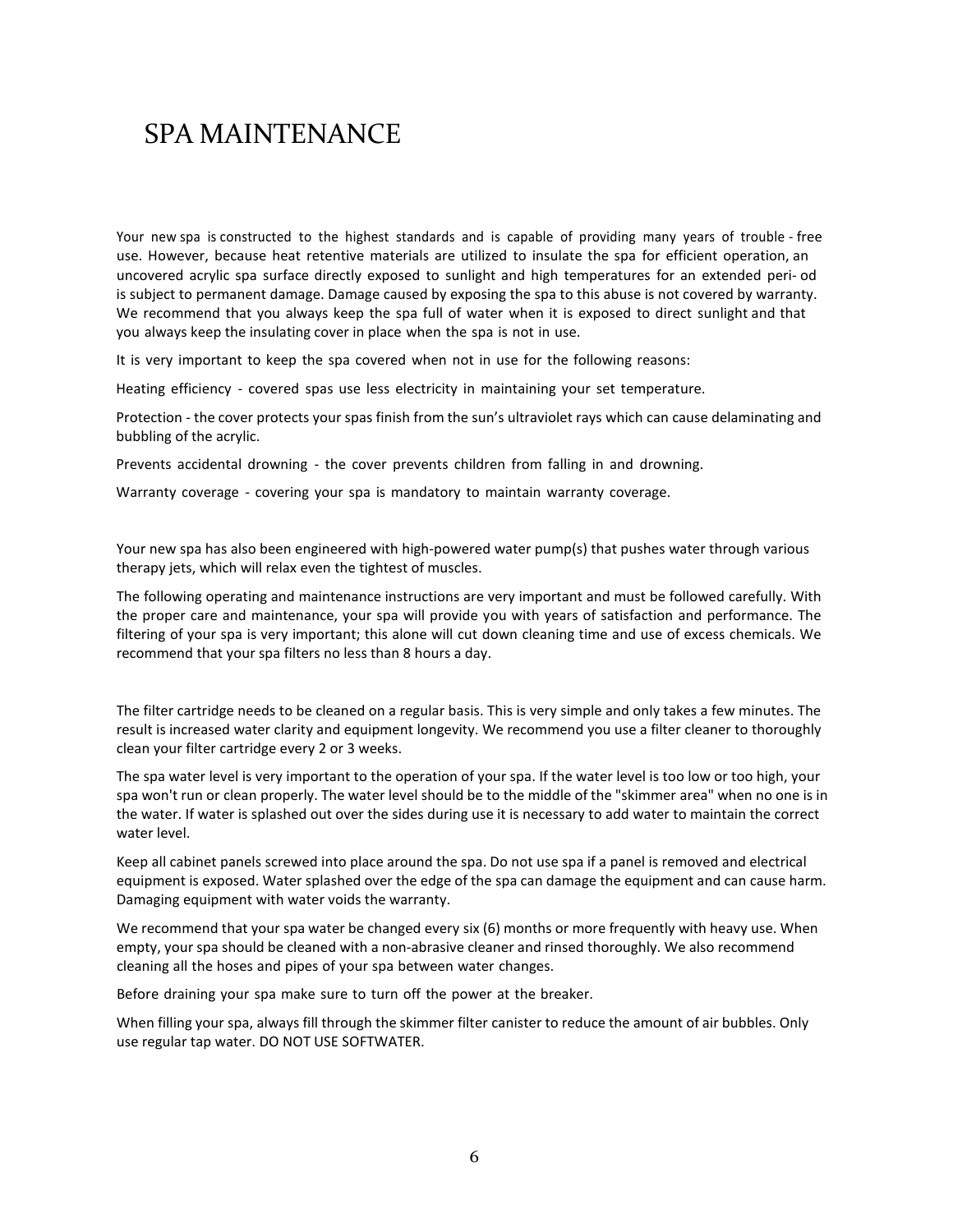# SPA MAINTENANCE

Your new spa is constructed to the highest standards and is capable of providing many years of trouble - free use. However, because heat retentive materials are utilized to insulate the spa for efficient operation, an uncovered acrylic spa surface directly exposed to sunlight and high temperatures for an extended peri- od is subject to permanent damage. Damage caused by exposing the spa to this abuse is not covered by warranty. We recommend that you always keep the spa full of water when it is exposed to direct sunlight and that you always keep the insulating cover in place when the spa is not in use.

It is very important to keep the spa covered when not in use for the following reasons:

Heating efficiency - covered spas use less electricity in maintaining your set temperature.

Protection - the cover protects your spas finish from the sun's ultraviolet rays which can cause delaminating and bubbling of the acrylic.

Prevents accidental drowning - the cover prevents children from falling in and drowning.

Warranty coverage - covering your spa is mandatory to maintain warranty coverage.

Your new spa has also been engineered with high-powered water pump(s) that pushes water through various therapy jets, which will relax even the tightest of muscles.

The following operating and maintenance instructions are very important and must be followed carefully. With the proper care and maintenance, your spa will provide you with years of satisfaction and performance. The filtering of your spa is very important; this alone will cut down cleaning time and use of excess chemicals. We recommend that your spa filters no less than 8 hours a day.

The filter cartridge needs to be cleaned on a regular basis. This is very simple and only takes a few minutes. The result is increased water clarity and equipment longevity. We recommend you use a filter cleaner to thoroughly clean your filter cartridge every 2 or 3 weeks.

The spa water level is very important to the operation of your spa. If the water level is too low or too high, your spa won't run or clean properly. The water level should be to the middle of the "skimmer area" when no one is in the water. If water is splashed out over the sides during use it is necessary to add water to maintain the correct water level.

Keep all cabinet panels screwed into place around the spa. Do not use spa if a panel is removed and electrical equipment is exposed. Water splashed over the edge of the spa can damage the equipment and can cause harm. Damaging equipment with water voids the warranty.

We recommend that your spa water be changed every six (6) months or more frequently with heavy use. When empty, your spa should be cleaned with a non-abrasive cleaner and rinsed thoroughly. We also recommend cleaning all the hoses and pipes of your spa between water changes.

Before draining your spa make sure to turn off the power at the breaker.

When filling your spa, always fill through the skimmer filter canister to reduce the amount of air bubbles. Only use regular tap water. DO NOT USE SOFTWATER.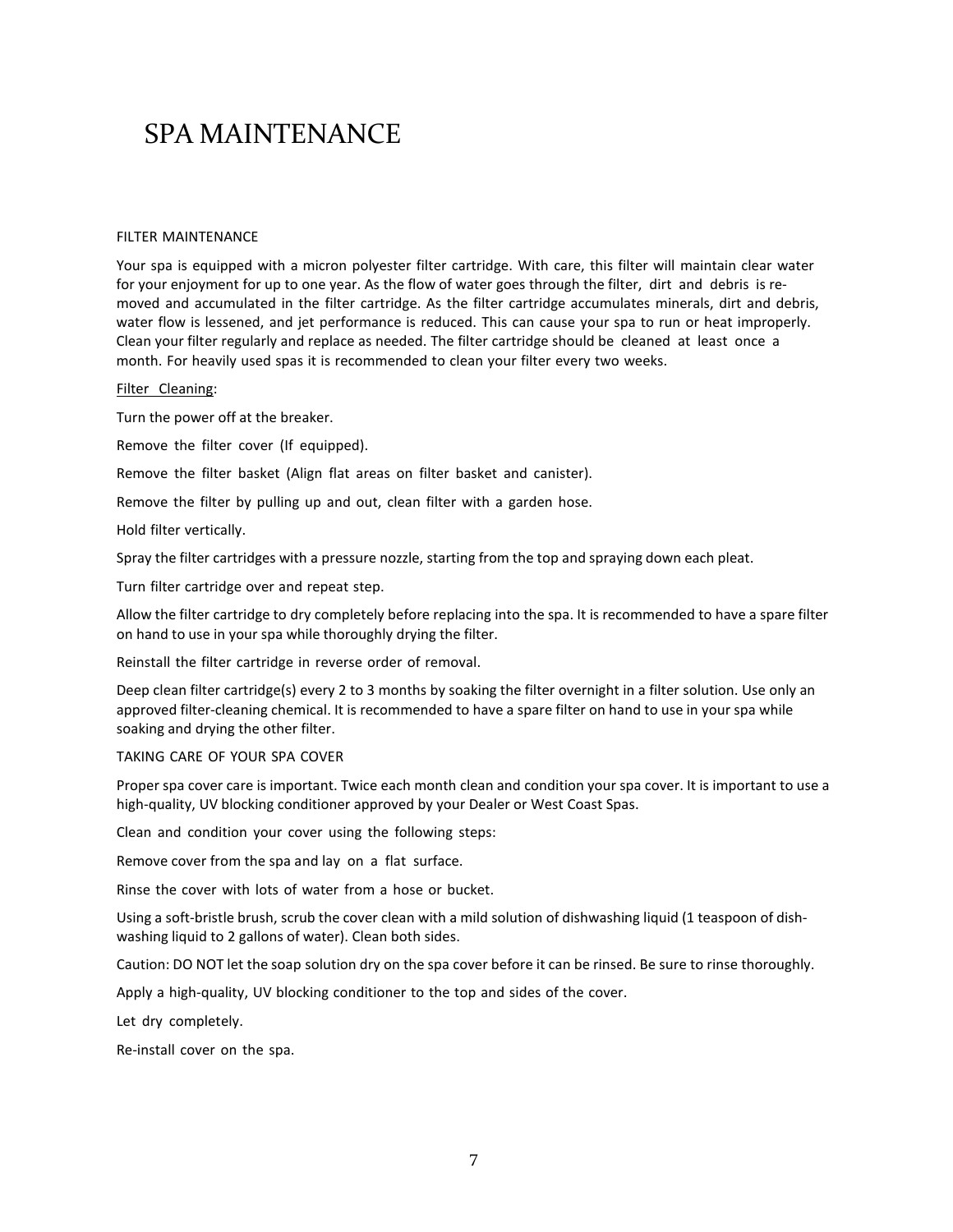# SPA MAINTENANCE

## FILTER MAINTENANCE

Your spa is equipped with a micron polyester filter cartridge. With care, this filter will maintain clear water for your enjoyment for up to one year. As the flow of water goes through the filter, dirt and debris is removed and accumulated in the filter cartridge. As the filter cartridge accumulates minerals, dirt and debris, water flow is lessened, and jet performance is reduced. This can cause your spa to run or heat improperly. Clean your filter regularly and replace as needed. The filter cartridge should be cleaned at least once a month. For heavily used spas it is recommended to clean your filter every two weeks.

<u>Filter Cleaning</u>:

Turn the power off at the breaker.

Remove the filter cover (If equipped).

Remove the filter basket (Align flat areas on filter basket and canister).

Remove the filter by pulling up and out, clean filter with a garden hose.

Hold filter vertically.

Spray the filter cartridges with a pressure nozzle, starting from the top and spraying down each pleat.

Turn filter cartridge over and repeat step.

Allow the filter cartridge to dry completely before replacing into the spa. It is recommended to have a spare filter on hand to use in your spa while thoroughly drying the filter.

Reinstall the filter cartridge in reverse order of removal.

Deep clean filter cartridge(s) every 2 to 3 months by soaking the filter overnight in a filter solution. Use only an approved filter-cleaning chemical. It is recommended to have a spare filter on hand to use in your spa while soaking and drying the other filter.

## TAKING CARE OF YOUR SPA COVER

Proper spa cover care is important. Twice each month clean and condition your spa cover. It is important to use a high-quality, UV blocking conditioner approved by your Dealer or West Coast Spas.

Clean and condition your cover using the following steps:

Remove cover from the spa and lay on a flat surface.

Rinse the cover with lots of water from a hose or bucket.

Using a soft-bristle brush, scrub the cover clean with a mild solution of dishwashing liquid (1 teaspoon of dishwashing liquid to 2 gallons of water). Clean both sides.

Caution: DO NOT let the soap solution dry on the spa cover before it can be rinsed. Be sure to rinse thoroughly.

Apply a high-quality, UV blocking conditioner to the top and sides of the cover.

Let dry completely.

Re-install cover on the spa.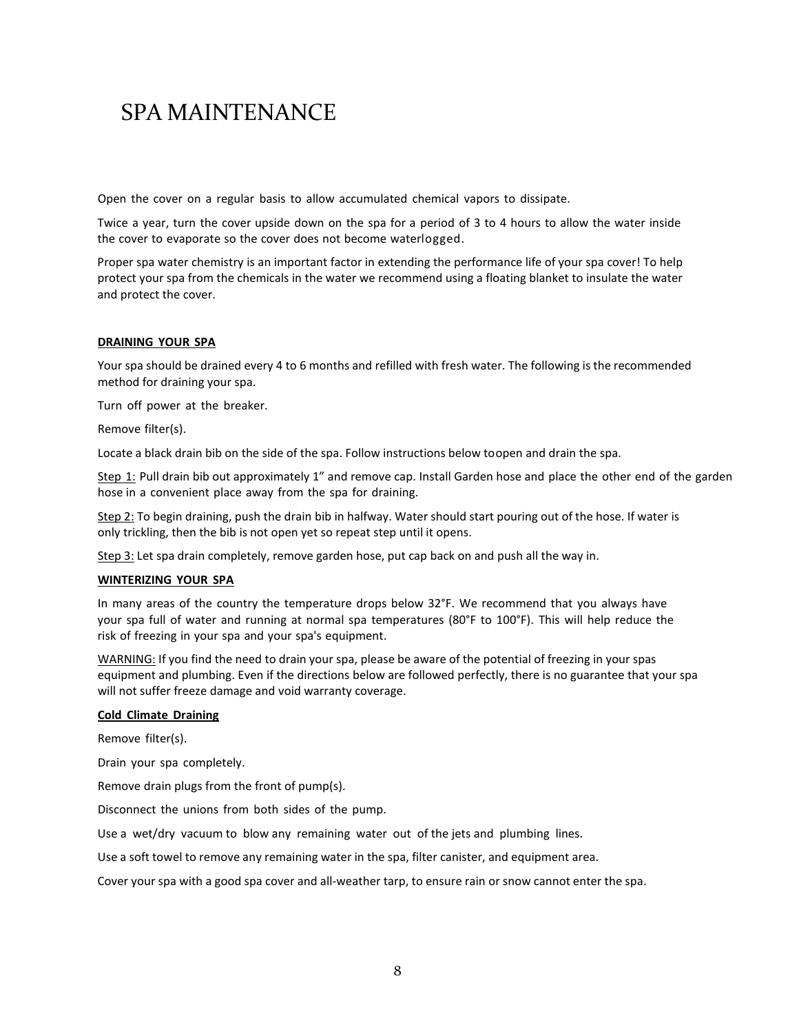# SPA MAINTENANCE

Open the cover on a regular basis to allow accumulated chemical vapors to dissipate.

Twice a year, turn the cover upside down on the spa for a period of 3 to 4 hours to allow the water inside the cover to evaporate so the cover does not become waterlogged.

Proper spa water chemistry is an important factor in extending the performance life of your spa cover! To help protect your spa from the chemicals in the water we recommend using a floating blanket to insulate the water and protect the cover.

**DRAINING YOUR SPA**

Your spa should be drained every 4 to 6 months and refilled with fresh water. The following is the recommended method for draining your spa.

Turn off power at the breaker.

Remove filter(s).

Locate a black drain bib on the side of the spa. Follow instructions below toopen and drain the spa.

Step 1: Pull drain bib out approximately 1" and remove cap. Install Garden hose and place the other end of the garden hose in a convenient place away from the spa for draining.

Step 2: To begin draining, push the drain bib in halfway. Water should start pouring out of the hose. If water is only trickling, then the bib is not open yet so repeat step until it opens.

Step 3: Let spa drain completely, remove garden hose, put cap back on and push all the way in.

**WINTERIZING YOUR SPA**

In many areas of the country the temperature drops below 32°F. We recommend that you always have your spa full of water and running at normal spa temperatures (80°F to 100°F). This will help reduce the risk of freezing in your spa and your spa's equipment.

WARNING: If you find the need to drain your spa, please be aware of the potential of freezing in your spas equipment and plumbing. Even if the directions below are followed perfectly, there is no guarantee that your spa will not suffer freeze damage and void warranty coverage.

**Cold Climate Draining**

Remove filter(s).

Drain your spa completely.

Remove drain plugs from the front of pump(s).

Disconnect the unions from both sides of the pump.

Use a wet/dry vacuum to blow any remaining water out of the jets and plumbing lines.

Use a soft towel to remove any remaining water in the spa, filter canister, and equipment area.

Cover your spa with a good spa cover and all-weather tarp, to ensure rain or snow cannot enter the spa.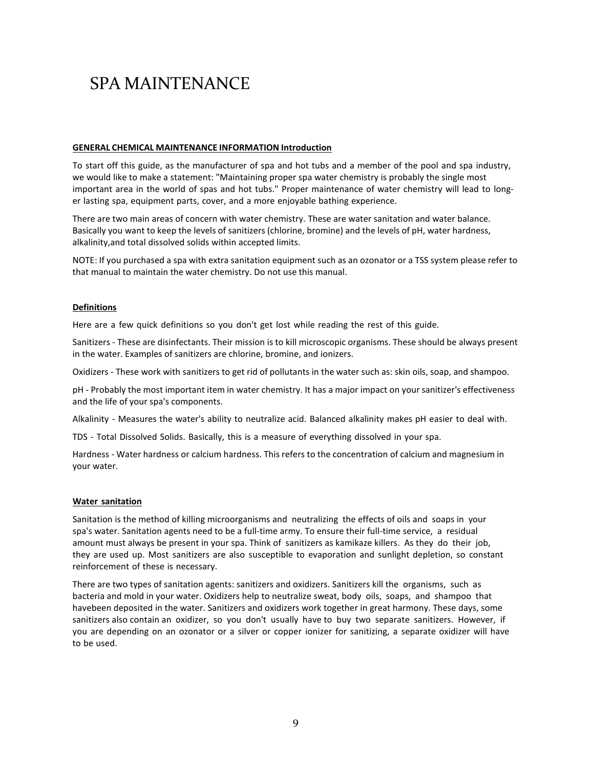# SPA MAINTENANCE

**GENERAL CHEMICAL MAINTENANCE INFORMATION Introduction**

To start off this guide, as the manufacturer of spa and hot tubs and a member of the pool and spa industry, we would like to make a statement: "Maintaining proper spa water chemistry is probably the single most important area in the world of spas and hot tubs." Proper maintenance of water chemistry will lead to longer lasting spa, equipment parts, cover, and a more enjoyable bathing experience.

There are two main areas of concern with water chemistry. These are water sanitation and water balance. Basically you want to keep the levels of sanitizers (chlorine, bromine) and the levels of pH, water hardness, alkalinity,and total dissolved solids within accepted limits.

NOTE: If you purchased a spa with extra sanitation equipment such as an ozonator or a TSS system please refer to that manual to maintain the water chemistry. Do not use this manual.

**Definitions**

Here are a few quick definitions so you don't get lost while reading the rest of this guide.

Sanitizers - These are disinfectants. Their mission is to kill microscopic organisms. These should be always present in the water. Examples of sanitizers are chlorine, bromine, and ionizers.

Oxidizers - These work with sanitizers to get rid of pollutants in the water such as: skin oils, soap, and shampoo.

pH - Probably the most important item in water chemistry. It has a major impact on your sanitizer's effectiveness and the life of your spa's components.

Alkalinity - Measures the water's ability to neutralize acid. Balanced alkalinity makes pH easier to deal with.

TDS - Total Dissolved Solids. Basically, this is a measure of everything dissolved in your spa.

Hardness - Water hardness or calcium hardness. This refers to the concentration of calcium and magnesium in your water.

**Water sanitation**

Sanitation is the method of killing microorganisms and neutralizing the effects of oils and soaps in your spa's water. Sanitation agents need to be a full-time army. To ensure their full-time service, a residual amount must always be present in your spa. Think of sanitizers as kamikaze killers. As they do their job, they are used up. Most sanitizers are also susceptible to evaporation and sunlight depletion, so constant reinforcement of these is necessary.

There are two types of sanitation agents: sanitizers and oxidizers. Sanitizers kill the organisms, such as bacteria and mold in your water. Oxidizers help to neutralize sweat, body oils, soaps, and shampoo that havebeen deposited in the water. Sanitizers and oxidizers work together in great harmony. These days, some sanitizers also contain an oxidizer, so you don't usually have to buy two separate sanitizers. However, if you are depending on an ozonator or a silver or copper ionizer for sanitizing, a separate oxidizer will have to be used.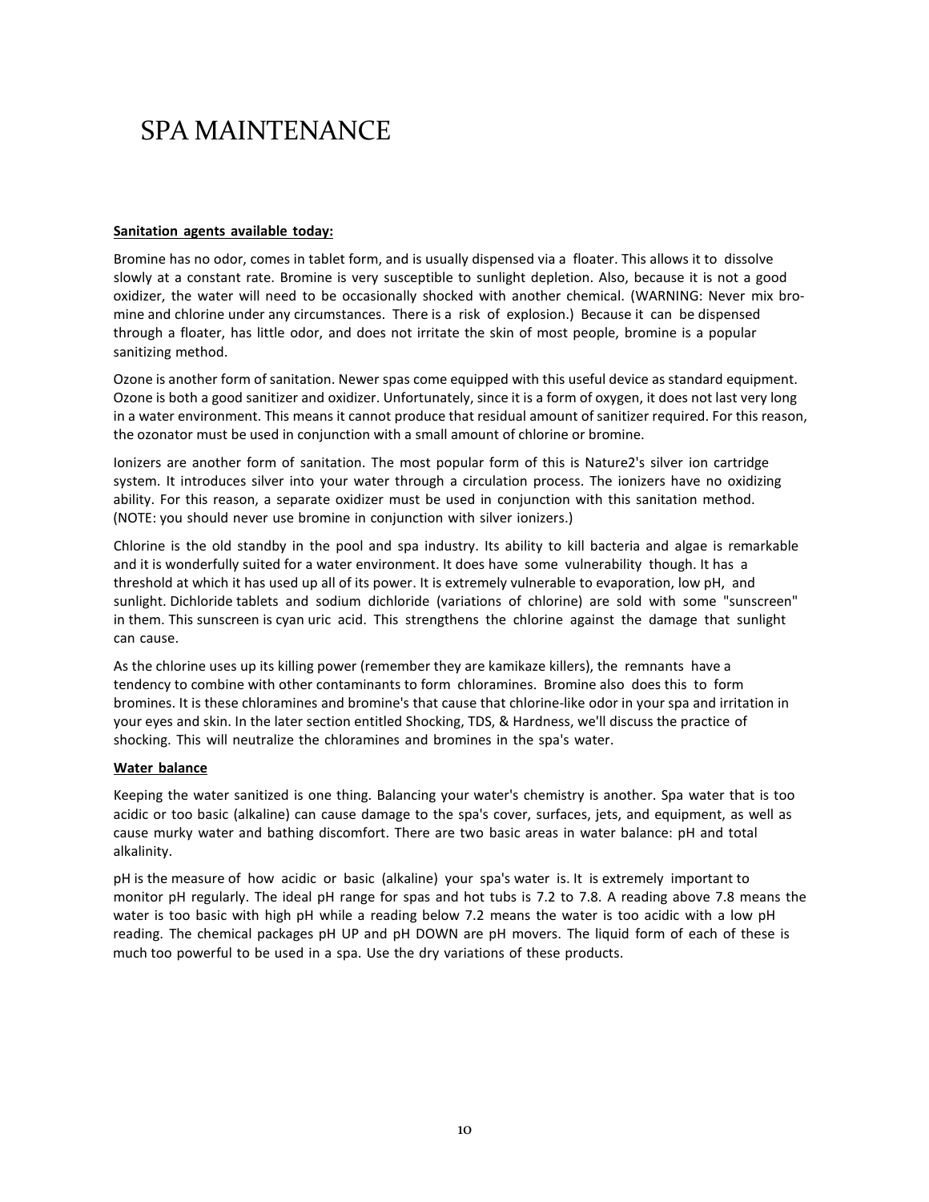// SPA MAINTENANCE

**Sanitation agents available today:**

Bromine has no odor, comes in tablet form, and is usually dispensed via a floater. This allows it to dissolve slowly at a constant rate. Bromine is very susceptible to sunlight depletion. Also, because it is not a good oxidizer, the water will need to be occasionally shocked with another chemical. (WARNING: Never mix bromine and chlorine under any circumstances. There is a risk of explosion.) Because it can be dispensed through a floater, has little odor, and does not irritate the skin of most people, bromine is a popular sanitizing method.

Ozone is another form of sanitation. Newer spas come equipped with this useful device as standard equipment. Ozone is both a good sanitizer and oxidizer. Unfortunately, since it is a form of oxygen, it does not last very long in a water environment. This means it cannot produce that residual amount of sanitizer required. For this reason, the ozonator must be used in conjunction with a small amount of chlorine or bromine.

Ionizers are another form of sanitation. The most popular form of this is Nature2's silver ion cartridge system. It introduces silver into your water through a circulation process. The ionizers have no oxidizing ability. For this reason, a separate oxidizer must be used in conjunction with this sanitation method. (NOTE: you should never use bromine in conjunction with silver ionizers.)

Chlorine is the old standby in the pool and spa industry. Its ability to kill bacteria and algae is remarkable and it is wonderfully suited for a water environment. It does have some vulnerability though. It has a threshold at which it has used up all of its power. It is extremely vulnerable to evaporation, low pH, and sunlight. Dichloride tablets and sodium dichloride (variations of chlorine) are sold with some "sunscreen" in them. This sunscreen is cyan uric acid. This strengthens the chlorine against the damage that sunlight can cause.

As the chlorine uses up its killing power (remember they are kamikaze killers), the remnants have a tendency to combine with other contaminants to form chloramines. Bromine also does this to form bromines. It is these chloramines and bromine's that cause that chlorine-like odor in your spa and irritation in your eyes and skin. In the later section entitled Shocking, TDS, & Hardness, we'll discuss the practice of shocking. This will neutralize the chloramines and bromines in the spa's water.

**Water balance**

Keeping the water sanitized is one thing. Balancing your water's chemistry is another. Spa water that is too acidic or too basic (alkaline) can cause damage to the spa's cover, surfaces, jets, and equipment, as well as cause murky water and bathing discomfort. There are two basic areas in water balance: pH and total alkalinity.

pH is the measure of how acidic or basic (alkaline) your spa's water is. It is extremely important to monitor pH regularly. The ideal pH range for spas and hot tubs is 7.2 to 7.8. A reading above 7.8 means the water is too basic with high pH while a reading below 7.2 means the water is too acidic with a low pH reading. The chemical packages pH UP and pH DOWN are pH movers. The liquid form of each of these is much too powerful to be used in a spa. Use the dry variations of these products.

# SPA MAINTENANCE

**Sanitation agents available today:**

Bromine has no odor, comes in tablet form, and is usually dispensed via a floater. This allows it to dissolve slowly at a constant rate. Bromine is very susceptible to sunlight depletion. Also, because it is not a good oxidizer, the water will need to be occasionally shocked with another chemical. (WARNING: Never mix bromine and chlorine under any circumstances. There is a risk of explosion.) Because it can be dispensed through a floater, has little odor, and does not irritate the skin of most people, bromine is a popular sanitizing method.

Ozone is another form of sanitation. Newer spas come equipped with this useful device as standard equipment. Ozone is both a good sanitizer and oxidizer. Unfortunately, since it is a form of oxygen, it does not last very long in a water environment. This means it cannot produce that residual amount of sanitizer required. For this reason, the ozonator must be used in conjunction with a small amount of chlorine or bromine.

Ionizers are another form of sanitation. The most popular form of this is Nature2's silver ion cartridge system. It introduces silver into your water through a circulation process. The ionizers have no oxidizing ability. For this reason, a separate oxidizer must be used in conjunction with this sanitation method. (NOTE: you should never use bromine in conjunction with silver ionizers.)

Chlorine is the old standby in the pool and spa industry. Its ability to kill bacteria and algae is remarkable and it is wonderfully suited for a water environment. It does have some vulnerability though. It has a threshold at which it has used up all of its power. It is extremely vulnerable to evaporation, low pH, and sunlight. Dichloride tablets and sodium dichloride (variations of chlorine) are sold with some "sunscreen" in them. This sunscreen is cyan uric acid. This strengthens the chlorine against the damage that sunlight can cause.

As the chlorine uses up its killing power (remember they are kamikaze killers), the remnants have a tendency to combine with other contaminants to form chloramines. Bromine also does this to form bromines. It is these chloramines and bromine's that cause that chlorine-like odor in your spa and irritation in your eyes and skin. In the later section entitled Shocking, TDS, & Hardness, we'll discuss the practice of shocking. This will neutralize the chloramines and bromines in the spa's water.

**Water balance**

Keeping the water sanitized is one thing. Balancing your water's chemistry is another. Spa water that is too acidic or too basic (alkaline) can cause damage to the spa's cover, surfaces, jets, and equipment, as well as cause murky water and bathing discomfort. There are two basic areas in water balance: pH and total alkalinity.

pH is the measure of how acidic or basic (alkaline) your spa's water is. It is extremely important to monitor pH regularly. The ideal pH range for spas and hot tubs is 7.2 to 7.8. A reading above 7.8 means the water is too basic with high pH while a reading below 7.2 means the water is too acidic with a low pH reading. The chemical packages pH UP and pH DOWN are pH movers. The liquid form of each of these is much too powerful to be used in a spa. Use the dry variations of these products.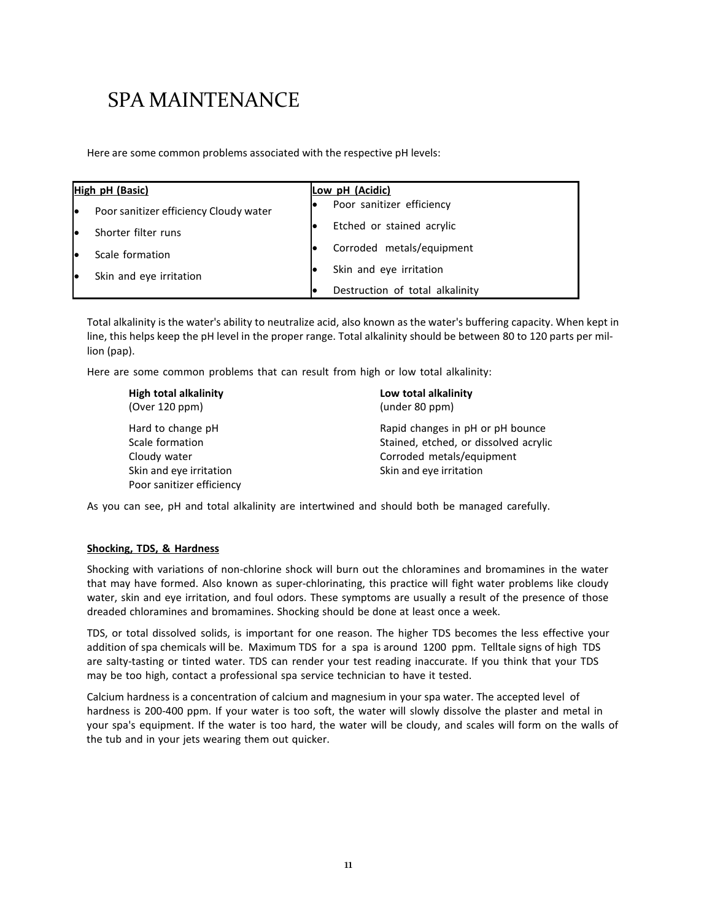# SPA MAINTENANCE

Here are some common problems associated with the respective pH levels:

| High pH (Basic) | Low pH (Acidic) |
|---|---|
| • Poor sanitizer efficiency Cloudy water | • Poor sanitizer efficiency |
| • Shorter filter runs | • Etched or stained acrylic |
| • Scale formation | • Corroded metals/equipment |
| • Skin and eye irritation | • Skin and eye irritation |
| | • Destruction of total alkalinity |

Total alkalinity is the water's ability to neutralize acid, also known as the water's buffering capacity. When kept in line, this helps keep the pH level in the proper range. Total alkalinity should be between 80 to 120 parts per million (pap).

Here are some common problems that can result from high or low total alkalinity:

| **High total alkalinity** (Over 120 ppm) | **Low total alkalinity** (under 80 ppm) |
|---|---|
| Hard to change pH | Rapid changes in pH or pH bounce |
| Scale formation | Stained, etched, or dissolved acrylic |
| Cloudy water | Corroded metals/equipment |
| Skin and eye irritation | Skin and eye irritation |
| Poor sanitizer efficiency | |

As you can see, pH and total alkalinity are intertwined and should both be managed carefully.

**Shocking, TDS, & Hardness**

Shocking with variations of non-chlorine shock will burn out the chloramines and bromamines in the water that may have formed. Also known as super-chlorinating, this practice will fight water problems like cloudy water, skin and eye irritation, and foul odors. These symptoms are usually a result of the presence of those dreaded chloramines and bromamines. Shocking should be done at least once a week.

TDS, or total dissolved solids, is important for one reason. The higher TDS becomes the less effective your addition of spa chemicals will be. Maximum TDS for a spa is around 1200 ppm. Telltale signs of high TDS are salty-tasting or tinted water. TDS can render your test reading inaccurate. If you think that your TDS may be too high, contact a professional spa service technician to have it tested.

Calcium hardness is a concentration of calcium and magnesium in your spa water. The accepted level of hardness is 200-400 ppm. If your water is too soft, the water will slowly dissolve the plaster and metal in your spa's equipment. If the water is too hard, the water will be cloudy, and scales will form on the walls of the tub and in your jets wearing them out quicker.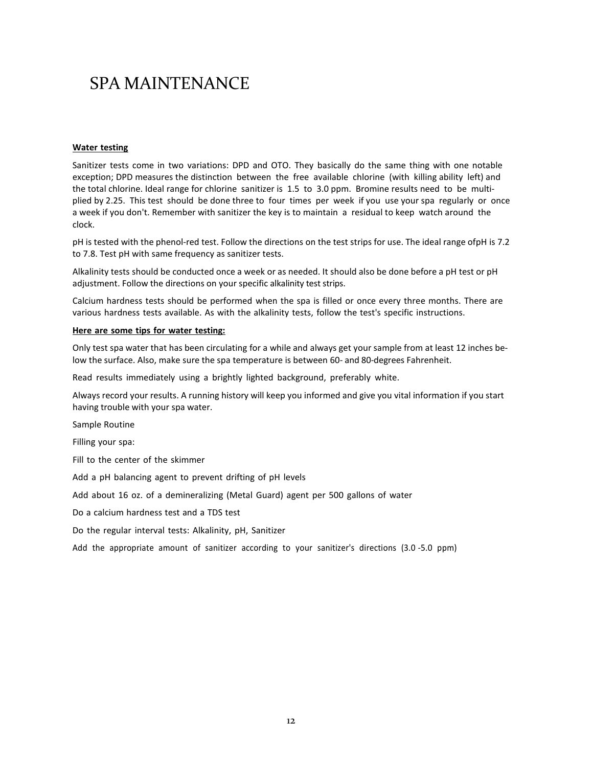# SPA MAINTENANCE

**Water testing**

Sanitizer tests come in two variations: DPD and OTO. They basically do the same thing with one notable exception; DPD measures the distinction between the free available chlorine (with killing ability left) and the total chlorine. Ideal range for chlorine sanitizer is 1.5 to 3.0 ppm. Bromine results need to be multiplied by 2.25. This test should be done three to four times per week if you use your spa regularly or once a week if you don't. Remember with sanitizer the key is to maintain a residual to keep watch around the clock.

pH is tested with the phenol-red test. Follow the directions on the test strips for use. The ideal range ofpH is 7.2 to 7.8. Test pH with same frequency as sanitizer tests.

Alkalinity tests should be conducted once a week or as needed. It should also be done before a pH test or pH adjustment. Follow the directions on your specific alkalinity test strips.

Calcium hardness tests should be performed when the spa is filled or once every three months. There are various hardness tests available. As with the alkalinity tests, follow the test's specific instructions.

**Here are some tips for water testing:**

Only test spa water that has been circulating for a while and always get your sample from at least 12 inches below the surface. Also, make sure the spa temperature is between 60- and 80-degrees Fahrenheit.

Read results immediately using a brightly lighted background, preferably white.

Always record your results. A running history will keep you informed and give you vital information if you start having trouble with your spa water.

Sample Routine

Filling your spa:

Fill to the center of the skimmer

Add a pH balancing agent to prevent drifting of pH levels

Add about 16 oz. of a demineralizing (Metal Guard) agent per 500 gallons of water

Do a calcium hardness test and a TDS test

Do the regular interval tests: Alkalinity, pH, Sanitizer

Add the appropriate amount of sanitizer according to your sanitizer's directions (3.0 -5.0 ppm)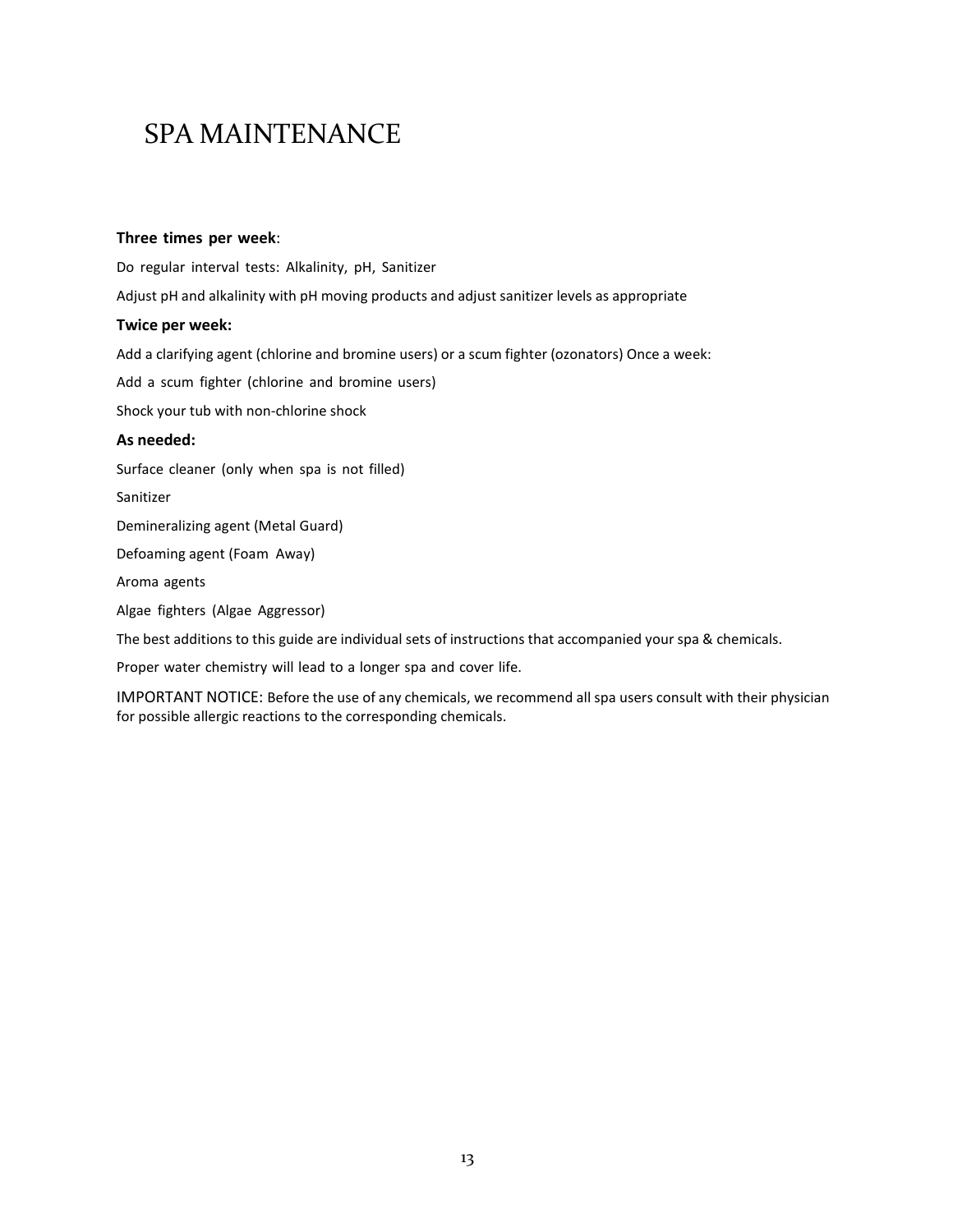# SPA MAINTENANCE

**Three times per week**:

Do regular interval tests: Alkalinity, pH, Sanitizer

Adjust pH and alkalinity with pH moving products and adjust sanitizer levels as appropriate

**Twice per week:**

Add a clarifying agent (chlorine and bromine users) or a scum fighter (ozonators) Once a week:

Add a scum fighter (chlorine and bromine users)

Shock your tub with non-chlorine shock

**As needed:**

Surface cleaner (only when spa is not filled)

Sanitizer

Demineralizing agent (Metal Guard)

Defoaming agent (Foam Away)

Aroma agents

Algae fighters (Algae Aggressor)

The best additions to this guide are individual sets of instructions that accompanied your spa & chemicals.

Proper water chemistry will lead to a longer spa and cover life.

IMPORTANT NOTICE: Before the use of any chemicals, we recommend all spa users consult with their physician for possible allergic reactions to the corresponding chemicals.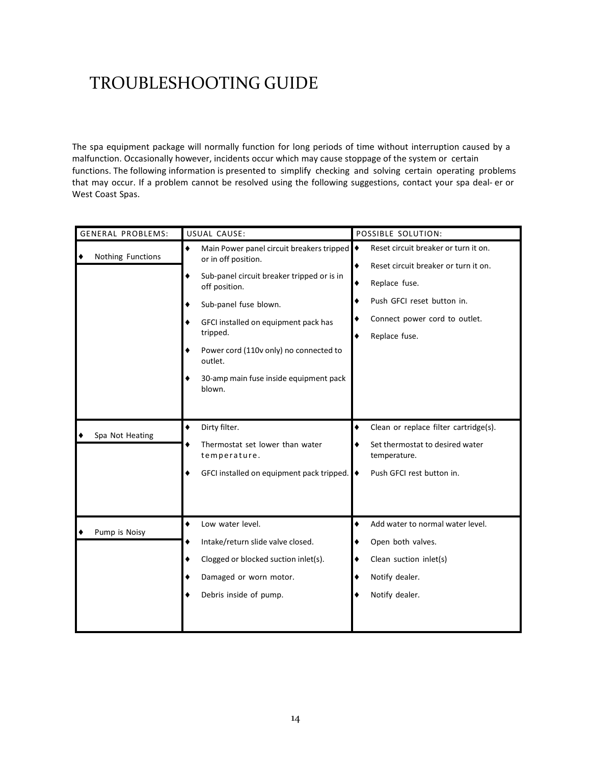# TROUBLESHOOTING GUIDE

The spa equipment package will normally function for long periods of time without interruption caused by a malfunction. Occasionally however, incidents occur which may cause stoppage of the system or certain functions. The following information is presented to simplify checking and solving certain operating problems that may occur. If a problem cannot be resolved using the following suggestions, contact your spa deal- er or West Coast Spas.

| GENERAL PROBLEMS: | USUAL CAUSE: | POSSIBLE SOLUTION: |
|---|---|---|
| ♦ Nothing Functions | ♦ Main Power panel circuit breakers tripped or in off position.<br>♦ Sub-panel circuit breaker tripped or is in off position.<br>♦ Sub-panel fuse blown.<br>♦ GFCI installed on equipment pack has tripped.<br>♦ Power cord (110v only) no connected to outlet.<br>♦ 30-amp main fuse inside equipment pack blown. | ♦ Reset circuit breaker or turn it on.<br>♦ Reset circuit breaker or turn it on.<br>♦ Replace fuse.<br>♦ Push GFCI reset button in.<br>♦ Connect power cord to outlet.<br>♦ Replace fuse. |
| ♦ Spa Not Heating | ♦ Dirty filter.<br>♦ Thermostat set lower than water temperature.<br>♦ GFCI installed on equipment pack tripped. | ♦ Clean or replace filter cartridge(s).<br>♦ Set thermostat to desired water temperature.<br>♦ Push GFCI rest button in. |
| ♦ Pump is Noisy | ♦ Low water level.<br>♦ Intake/return slide valve closed.<br>♦ Clogged or blocked suction inlet(s).<br>♦ Damaged or worn motor.<br>♦ Debris inside of pump. | ♦ Add water to normal water level.<br>♦ Open both valves.<br>♦ Clean suction inlet(s)<br>♦ Notify dealer.<br>♦ Notify dealer. |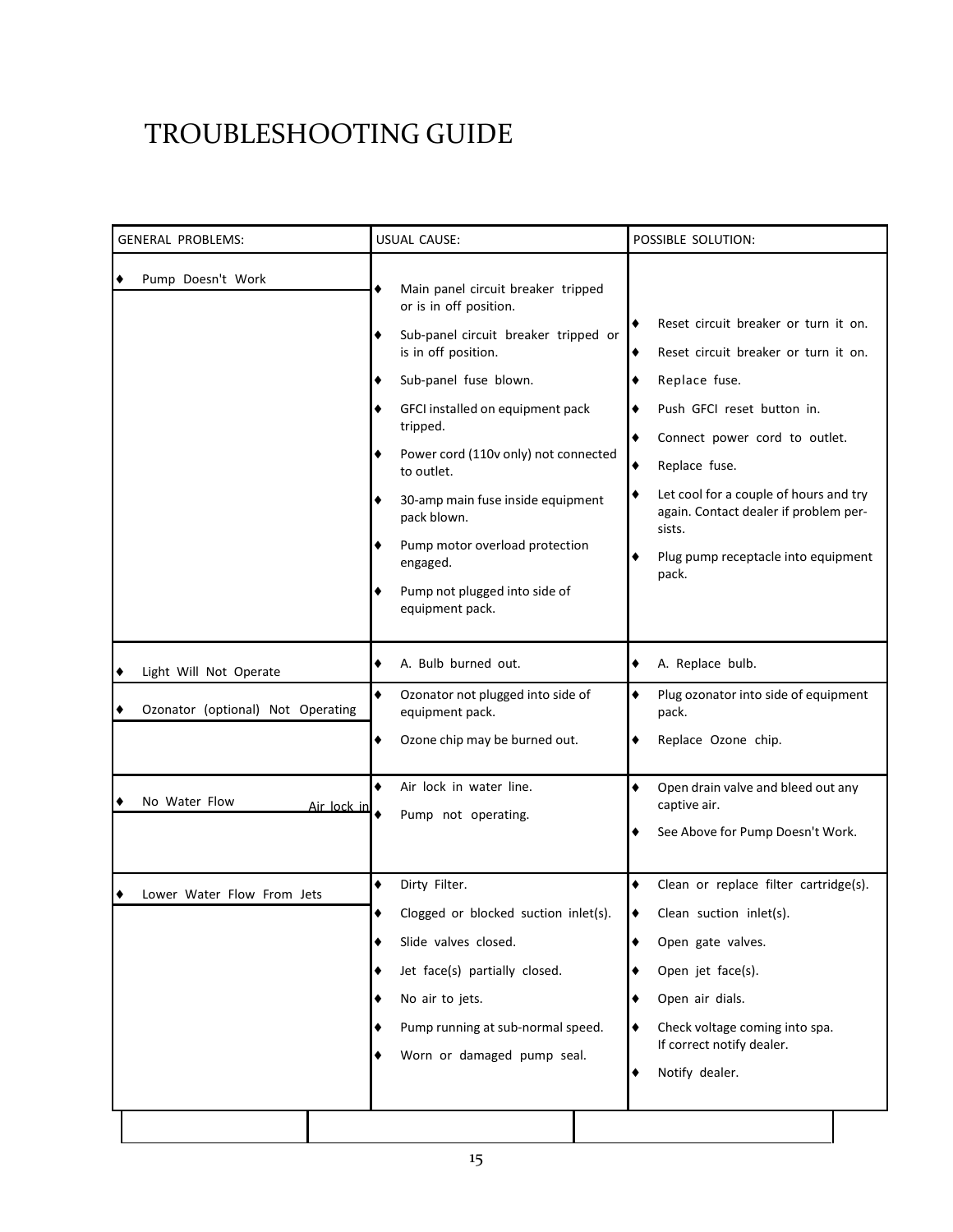# TROUBLESHOOTING GUIDE

| GENERAL PROBLEMS: | USUAL CAUSE: | POSSIBLE SOLUTION: |
|---|---|---|
| ♦ Pump Doesn't Work | ♦ Main panel circuit breaker tripped or is in off position.<br>♦ Sub-panel circuit breaker tripped or is in off position.<br>♦ Sub-panel fuse blown.<br>♦ GFCI installed on equipment pack tripped.<br>♦ Power cord (110v only) not connected to outlet.<br>♦ 30-amp main fuse inside equipment pack blown.<br>♦ Pump motor overload protection engaged.<br>♦ Pump not plugged into side of equipment pack. | ♦ Reset circuit breaker or turn it on.<br>♦ Reset circuit breaker or turn it on.<br>♦ Replace fuse.<br>♦ Push GFCI reset button in.<br>♦ Connect power cord to outlet.<br>♦ Replace fuse.<br>♦ Let cool for a couple of hours and try again. Contact dealer if problem persists.<br>♦ Plug pump receptacle into equipment pack. |
| ♦ Light Will Not Operate | ♦ A. Bulb burned out. | ♦ A. Replace bulb. |
| ♦ Ozonator (optional) Not Operating | ♦ Ozonator not plugged into side of equipment pack.<br>♦ Ozone chip may be burned out. | ♦ Plug ozonator into side of equipment pack.<br>♦ Replace Ozone chip. |
| ♦ No Water Flow Air lock in | ♦ Air lock in water line.<br>♦ Pump not operating. | ♦ Open drain valve and bleed out any captive air.<br>♦ See Above for Pump Doesn't Work. |
| ♦ Lower Water Flow From Jets | ♦ Dirty Filter.<br>♦ Clogged or blocked suction inlet(s).<br>♦ Slide valves closed.<br>♦ Jet face(s) partially closed.<br>♦ No air to jets.<br>♦ Pump running at sub-normal speed.<br>♦ Worn or damaged pump seal. | ♦ Clean or replace filter cartridge(s).<br>♦ Clean suction inlet(s).<br>♦ Open gate valves.<br>♦ Open jet face(s).<br>♦ Open air dials.<br>♦ Check voltage coming into spa. If correct notify dealer.<br>♦ Notify dealer. |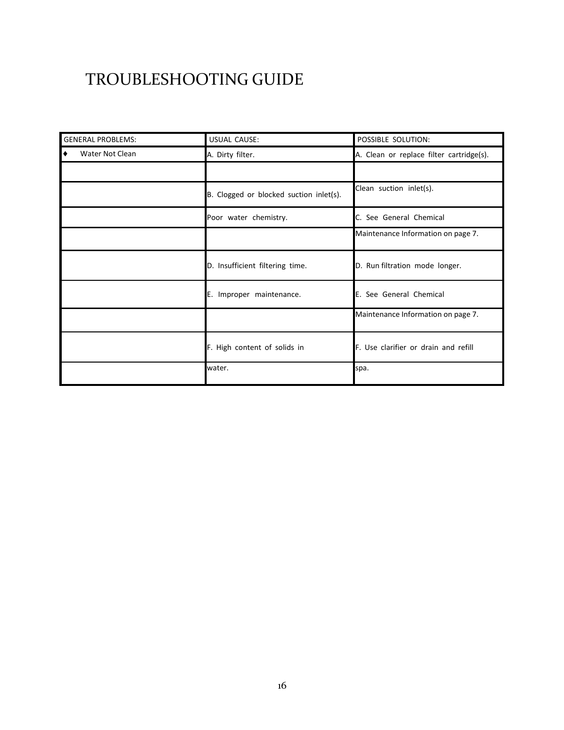# TROUBLESHOOTING GUIDE

| GENERAL PROBLEMS: | USUAL CAUSE: | POSSIBLE SOLUTION: |
|---|---|---|
| ♦ Water Not Clean | A. Dirty filter. | A. Clean or replace filter cartridge(s). |
| | | |
| | B. Clogged or blocked suction inlet(s). | Clean suction inlet(s). |
| | Poor water chemistry. | C. See General Chemical |
| | | Maintenance Information on page 7. |
| | D. Insufficient filtering time. | D. Run filtration mode longer. |
| | E. Improper maintenance. | E. See General Chemical |
| | | Maintenance Information on page 7. |
| | F. High content of solids in | F. Use clarifier or drain and refill |
| | water. | spa. |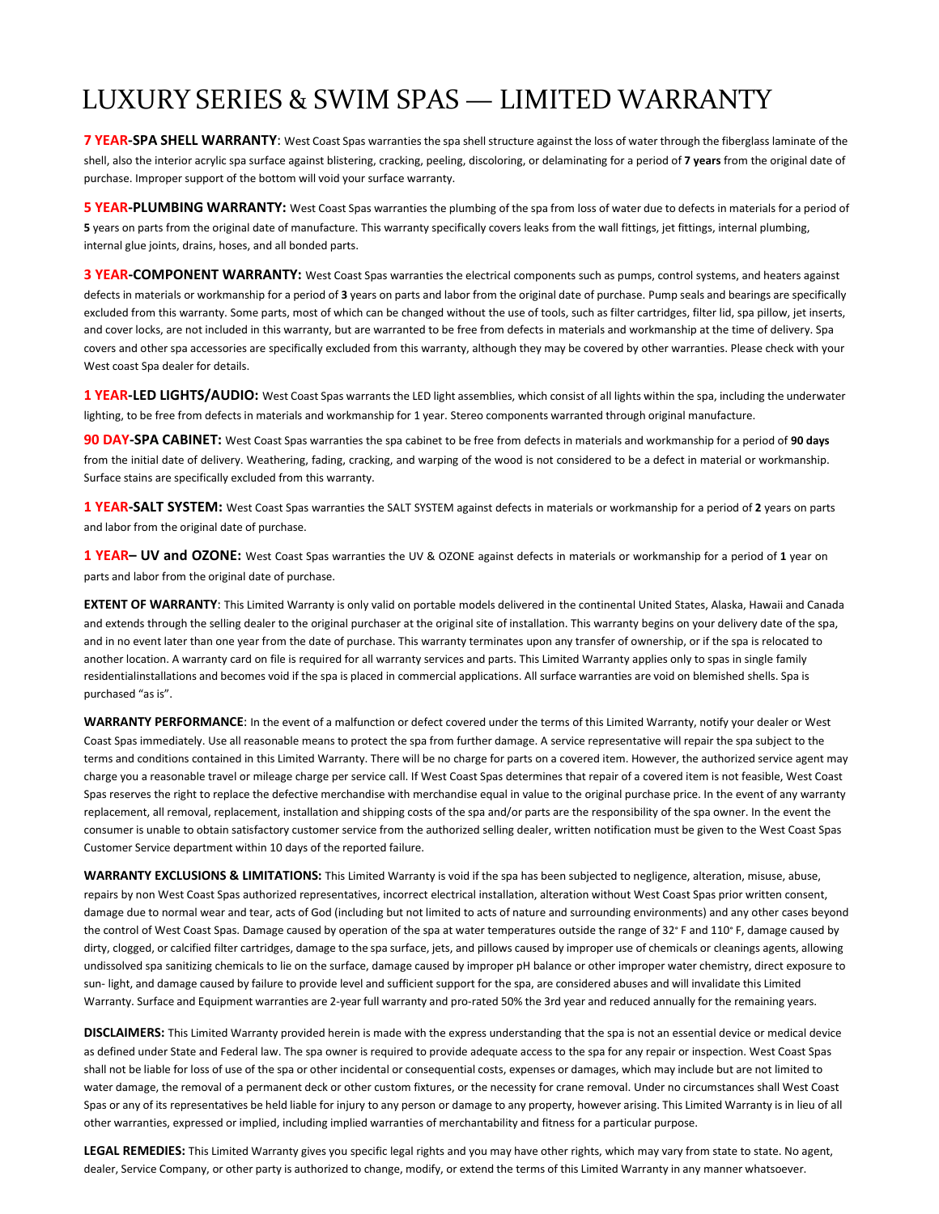# LUXURY SERIES & SWIM SPAS — LIMITED WARRANTY

**7 YEAR-SPA SHELL WARRANTY**: West Coast Spas warranties the spa shell structure against the loss of water through the fiberglass laminate of the shell, also the interior acrylic spa surface against blistering, cracking, peeling, discoloring, or delaminating for a period of **7 years** from the original date of purchase. Improper support of the bottom will void your surface warranty.

**5 YEAR-PLUMBING WARRANTY:** West Coast Spas warranties the plumbing of the spa from loss of water due to defects in materials for a period of **5** years on parts from the original date of manufacture. This warranty specifically covers leaks from the wall fittings, jet fittings, internal plumbing, internal glue joints, drains, hoses, and all bonded parts.

**3 YEAR-COMPONENT WARRANTY:** West Coast Spas warranties the electrical components such as pumps, control systems, and heaters against defects in materials or workmanship for a period of **3** years on parts and labor from the original date of purchase. Pump seals and bearings are specifically excluded from this warranty. Some parts, most of which can be changed without the use of tools, such as filter cartridges, filter lid, spa pillow, jet inserts, and cover locks, are not included in this warranty, but are warranted to be free from defects in materials and workmanship at the time of delivery. Spa covers and other spa accessories are specifically excluded from this warranty, although they may be covered by other warranties. Please check with your West coast Spa dealer for details.

**1 YEAR-LED LIGHTS/AUDIO:** West Coast Spas warrants the LED light assemblies, which consist of all lights within the spa, including the underwater lighting, to be free from defects in materials and workmanship for 1 year. Stereo components warranted through original manufacture.

**90 DAY-SPA CABINET:** West Coast Spas warranties the spa cabinet to be free from defects in materials and workmanship for a period of **90 days** from the initial date of delivery. Weathering, fading, cracking, and warping of the wood is not considered to be a defect in material or workmanship. Surface stains are specifically excluded from this warranty.

**1 YEAR-SALT SYSTEM:** West Coast Spas warranties the SALT SYSTEM against defects in materials or workmanship for a period of **2** years on parts and labor from the original date of purchase.

**1 YEAR– UV and OZONE:** West Coast Spas warranties the UV & OZONE against defects in materials or workmanship for a period of **1** year on parts and labor from the original date of purchase.

**EXTENT OF WARRANTY**: This Limited Warranty is only valid on portable models delivered in the continental United States, Alaska, Hawaii and Canada and extends through the selling dealer to the original purchaser at the original site of installation. This warranty begins on your delivery date of the spa, and in no event later than one year from the date of purchase. This warranty terminates upon any transfer of ownership, or if the spa is relocated to another location. A warranty card on file is required for all warranty services and parts. This Limited Warranty applies only to spas in single family residentialinstallations and becomes void if the spa is placed in commercial applications. All surface warranties are void on blemished shells. Spa is purchased "as is".

**WARRANTY PERFORMANCE**: In the event of a malfunction or defect covered under the terms of this Limited Warranty, notify your dealer or West Coast Spas immediately. Use all reasonable means to protect the spa from further damage. A service representative will repair the spa subject to the terms and conditions contained in this Limited Warranty. There will be no charge for parts on a covered item. However, the authorized service agent may charge you a reasonable travel or mileage charge per service call. If West Coast Spas determines that repair of a covered item is not feasible, West Coast Spas reserves the right to replace the defective merchandise with merchandise equal in value to the original purchase price. In the event of any warranty replacement, all removal, replacement, installation and shipping costs of the spa and/or parts are the responsibility of the spa owner. In the event the consumer is unable to obtain satisfactory customer service from the authorized selling dealer, written notification must be given to the West Coast Spas Customer Service department within 10 days of the reported failure.

**WARRANTY EXCLUSIONS & LIMITATIONS:** This Limited Warranty is void if the spa has been subjected to negligence, alteration, misuse, abuse, repairs by non West Coast Spas authorized representatives, incorrect electrical installation, alteration without West Coast Spas prior written consent, damage due to normal wear and tear, acts of God (including but not limited to acts of nature and surrounding environments) and any other cases beyond the control of West Coast Spas. Damage caused by operation of the spa at water temperatures outside the range of 32° F and 110° F, damage caused by dirty, clogged, or calcified filter cartridges, damage to the spa surface, jets, and pillows caused by improper use of chemicals or cleanings agents, allowing undissolved spa sanitizing chemicals to lie on the surface, damage caused by improper pH balance or other improper water chemistry, direct exposure to sun- light, and damage caused by failure to provide level and sufficient support for the spa, are considered abuses and will invalidate this Limited Warranty. Surface and Equipment warranties are 2-year full warranty and pro-rated 50% the 3rd year and reduced annually for the remaining years.

**DISCLAIMERS:** This Limited Warranty provided herein is made with the express understanding that the spa is not an essential device or medical device as defined under State and Federal law. The spa owner is required to provide adequate access to the spa for any repair or inspection. West Coast Spas shall not be liable for loss of use of the spa or other incidental or consequential costs, expenses or damages, which may include but are not limited to water damage, the removal of a permanent deck or other custom fixtures, or the necessity for crane removal. Under no circumstances shall West Coast Spas or any of its representatives be held liable for injury to any person or damage to any property, however arising. This Limited Warranty is in lieu of all other warranties, expressed or implied, including implied warranties of merchantability and fitness for a particular purpose.

**LEGAL REMEDIES:** This Limited Warranty gives you specific legal rights and you may have other rights, which may vary from state to state. No agent, dealer, Service Company, or other party is authorized to change, modify, or extend the terms of this Limited Warranty in any manner whatsoever.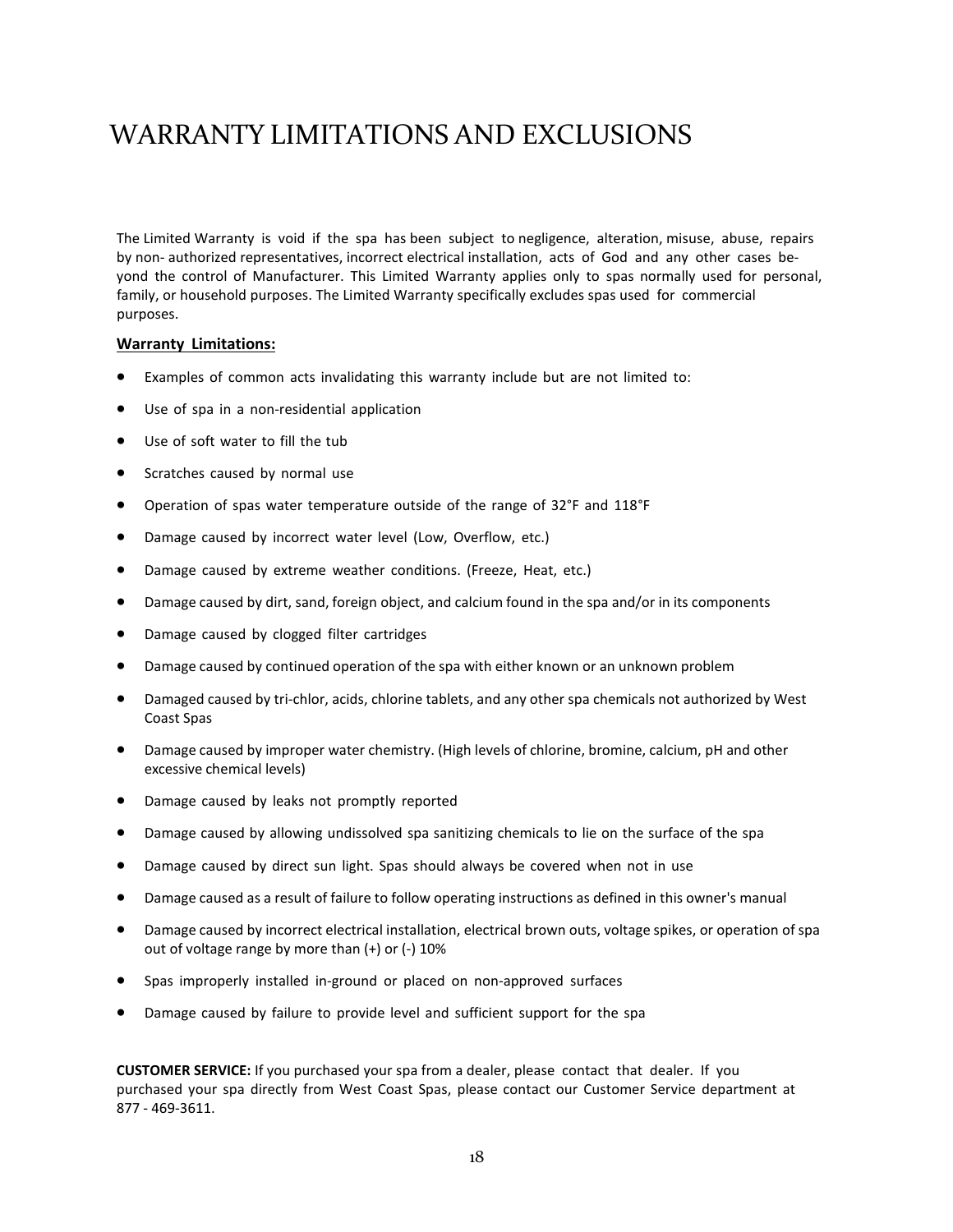# WARRANTY LIMITATIONS AND EXCLUSIONS

The Limited Warranty is void if the spa has been subject to negligence, alteration, misuse, abuse, repairs by non- authorized representatives, incorrect electrical installation, acts of God and any other cases beyond the control of Manufacturer. This Limited Warranty applies only to spas normally used for personal, family, or household purposes. The Limited Warranty specifically excludes spas used for commercial purposes.

**Warranty Limitations:**

- Examples of common acts invalidating this warranty include but are not limited to:
- Use of spa in a non-residential application
- Use of soft water to fill the tub
- Scratches caused by normal use
- Operation of spas water temperature outside of the range of 32°F and 118°F
- Damage caused by incorrect water level (Low, Overflow, etc.)
- Damage caused by extreme weather conditions. (Freeze, Heat, etc.)
- Damage caused by dirt, sand, foreign object, and calcium found in the spa and/or in its components
- Damage caused by clogged filter cartridges
- Damage caused by continued operation of the spa with either known or an unknown problem
- Damaged caused by tri-chlor, acids, chlorine tablets, and any other spa chemicals not authorized by West Coast Spas
- Damage caused by improper water chemistry. (High levels of chlorine, bromine, calcium, pH and other excessive chemical levels)
- Damage caused by leaks not promptly reported
- Damage caused by allowing undissolved spa sanitizing chemicals to lie on the surface of the spa
- Damage caused by direct sun light. Spas should always be covered when not in use
- Damage caused as a result of failure to follow operating instructions as defined in this owner's manual
- Damage caused by incorrect electrical installation, electrical brown outs, voltage spikes, or operation of spa out of voltage range by more than (+) or (-) 10%
- Spas improperly installed in-ground or placed on non-approved surfaces
- Damage caused by failure to provide level and sufficient support for the spa

**CUSTOMER SERVICE:** If you purchased your spa from a dealer, please contact that dealer. If you purchased your spa directly from West Coast Spas, please contact our Customer Service department at 877 - 469-3611.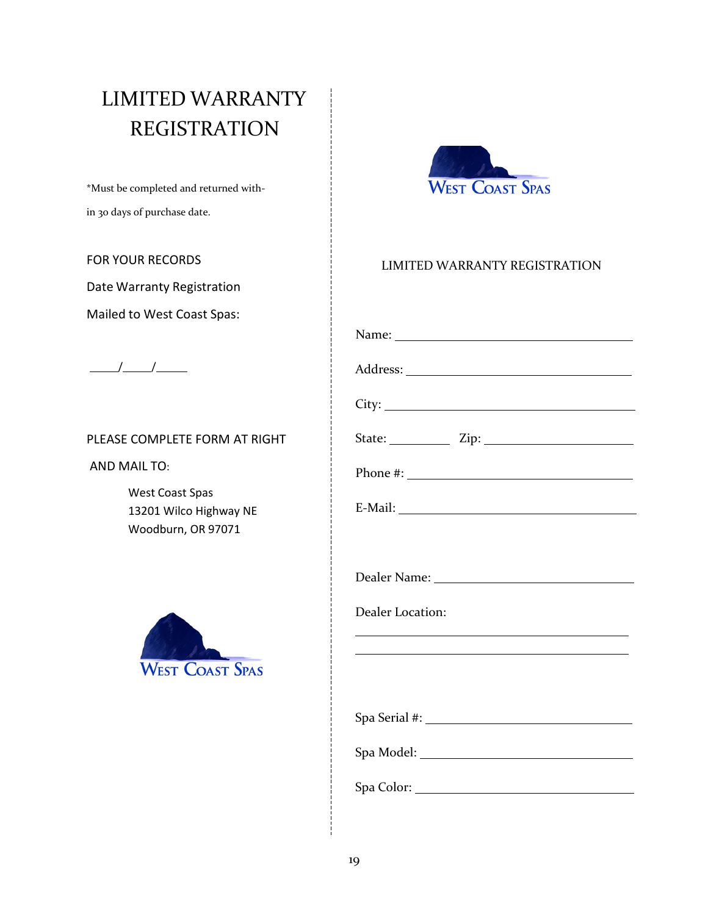# LIMITED WARRANTY REGISTRATION

*Must be completed and returned within 30 days of purchase date.

FOR YOUR RECORDS

Date Warranty Registration Mailed to West Coast Spas:

\_\_\_\_/\_\_\_\_/\_\_\_\_

PLEASE COMPLETE FORM AT RIGHT AND MAIL TO:

West Coast Spas
13201 Wilco Highway NE
Woodburn, OR 97071

WEST COAST SPAS

WEST COAST SPAS

LIMITED WARRANTY REGISTRATION

Name: \_\_\_\_\_\_\_\_\_\_\_\_\_\_\_\_\_\_\_\_\_\_\_\_\_\_\_\_\_\_

Address: \_\_\_\_\_\_\_\_\_\_\_\_\_\_\_\_\_\_\_\_\_\_\_\_\_\_\_\_\_\_

City: \_\_\_\_\_\_\_\_\_\_\_\_\_\_\_\_\_\_\_\_\_\_\_\_\_\_\_\_\_\_

State: \_\_\_\_\_\_\_\_ Zip: \_\_\_\_\_\_\_\_\_\_\_\_\_\_\_\_

Phone #: \_\_\_\_\_\_\_\_\_\_\_\_\_\_\_\_\_\_\_\_\_\_\_\_\_\_\_\_\_\_

E-Mail: \_\_\_\_\_\_\_\_\_\_\_\_\_\_\_\_\_\_\_\_\_\_\_\_\_\_\_\_\_\_

Dealer Name: \_\_\_\_\_\_\_\_\_\_\_\_\_\_\_\_\_\_\_\_\_\_\_\_\_\_\_\_\_\_

Dealer Location:

\_\_\_\_\_\_\_\_\_\_\_\_\_\_\_\_\_\_\_\_\_\_\_\_\_\_\_\_\_\_\_\_\_\_\_\_\_\_

\_\_\_\_\_\_\_\_\_\_\_\_\_\_\_\_\_\_\_\_\_\_\_\_\_\_\_\_\_\_\_\_\_\_\_\_\_\_

Spa Serial #: \_\_\_\_\_\_\_\_\_\_\_\_\_\_\_\_\_\_\_\_\_\_\_\_\_\_\_\_\_\_

Spa Model: \_\_\_\_\_\_\_\_\_\_\_\_\_\_\_\_\_\_\_\_\_\_\_\_\_\_\_\_\_\_

Spa Color: \_\_\_\_\_\_\_\_\_\_\_\_\_\_\_\_\_\_\_\_\_\_\_\_\_\_\_\_\_\_